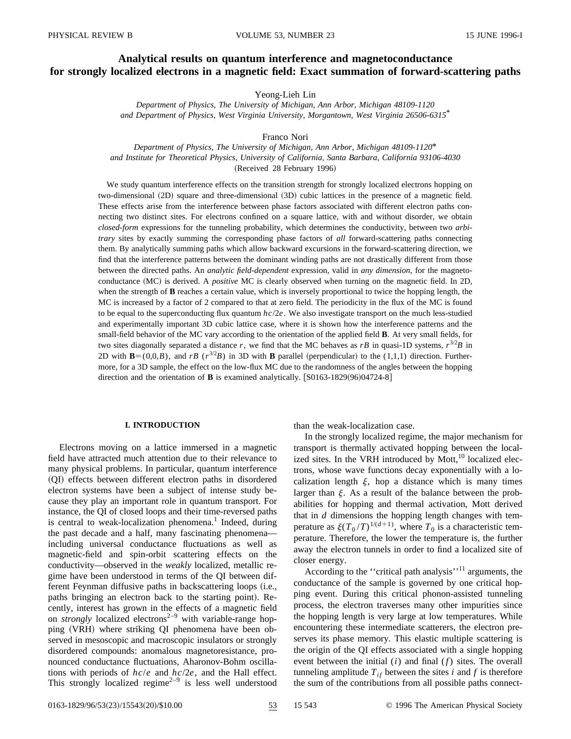# Analytical results on quantum interference and magnetoconductance for strongly localized electrons in a magnetic field: Exact summation of forward-scattering paths

Yeong-Lieh Lin

*Department of Physics, The University of Michigan, Ann Arbor, Michigan 48109-1120*
*and Department of Physics, West Virginia University, Morgantown, West Virginia 26506-6315*[*]

Franco Nori

*Department of Physics, The University of Michigan, Ann Arbor, Michigan 48109-1120*[*]
*and Institute for Theoretical Physics, University of California, Santa Barbara, California 93106-4030*

(Received 28 February 1996)

We study quantum interference effects on the transition strength for strongly localized electrons hopping on two-dimensional (2D) square and three-dimensional (3D) cubic lattices in the presence of a magnetic field. These effects arise from the interference between phase factors associated with different electron paths connecting two distinct sites. For electrons confined on a square lattice, with and without disorder, we obtain *closed-form* expressions for the tunneling probability, which determines the conductivity, between two *arbitrary* sites by exactly summing the corresponding phase factors of *all* forward-scattering paths connecting them. By analytically summing paths which allow backward excursions in the forward-scattering direction, we find that the interference patterns between the dominant winding paths are not drastically different from those between the directed paths. An *analytic field-dependent* expression, valid in *any dimension*, for the magnetoconductance (MC) is derived. A *positive* MC is clearly observed when turning on the magnetic field. In 2D, when the strength of **B** reaches a certain value, which is inversely proportional to twice the hopping length, the MC is increased by a factor of 2 compared to that at zero field. The periodicity in the flux of the MC is found to be equal to the superconducting flux quantum $hc/2e$. We also investigate transport on the much less-studied and experimentally important 3D cubic lattice case, where it is shown how the interference patterns and the small-field behavior of the MC vary according to the orientation of the applied field **B**. At very small fields, for two sites diagonally separated a distance $r$, we find that the MC behaves as $rB$ in quasi-1D systems, $r^{3/2}B$ in 2D with $\mathbf{B}=(0,0,B)$, and $rB$ ($r^{3/2}B$) in 3D with **B** parallel (perpendicular) to the (1,1,1) direction. Furthermore, for a 3D sample, the effect on the low-flux MC due to the randomness of the angles between the hopping direction and the orientation of **B** is examined analytically. [S0163-1829(96)04724-8]

## I. INTRODUCTION

Electrons moving on a lattice immersed in a magnetic field have attracted much attention due to their relevance to many physical problems. In particular, quantum interference (QI) effects between different electron paths in disordered electron systems have been a subject of intense study because they play an important role in quantum transport. For instance, the QI of closed loops and their time-reversed paths is central to weak-localization phenomena.[1] Indeed, during the past decade and a half, many fascinating phenomena—including universal conductance fluctuations as well as magnetic-field and spin-orbit scattering effects on the conductivity—observed in the *weakly* localized, metallic regime have been understood in terms of the QI between different Feynman diffusive paths in backscattering loops (i.e., paths bringing an electron back to the starting point). Recently, interest has grown in the effects of a magnetic field on *strongly* localized electrons[2–9] with variable-range hopping (VRH) where striking QI phenomena have been observed in mesoscopic and macroscopic insulators or strongly disordered compounds: anomalous magnetoresistance, pronounced conductance fluctuations, Aharonov-Bohm oscillations with periods of $hc/e$ and $hc/2e$, and the Hall effect. This strongly localized regime[2–9] is less well understood than the weak-localization case.

In the strongly localized regime, the major mechanism for transport is thermally activated hopping between the localized sites. In the VRH introduced by Mott,[10] localized electrons, whose wave functions decay exponentially with a localization length $\xi$, hop a distance which is many times larger than $\xi$. As a result of the balance between the probabilities for hopping and thermal activation, Mott derived that in $d$ dimensions the hopping length changes with temperature as $\xi(T_0/T)^{1/(d+1)}$, where $T_0$ is a characteristic temperature. Therefore, the lower the temperature is, the further away the electron tunnels in order to find a localized site of closer energy.

According to the "critical path analysis"[11] arguments, the conductance of the sample is governed by one critical hopping event. During this critical phonon-assisted tunneling process, the electron traverses many other impurities since the hopping length is very large at low temperatures. While encountering these intermediate scatterers, the electron preserves its phase memory. This elastic multiple scattering is the origin of the QI effects associated with a single hopping event between the initial ($i$) and final ($f$) sites. The overall tunneling amplitude $T_{if}$ between the sites $i$ and $f$ is therefore the sum of the contributions from all possible paths connect-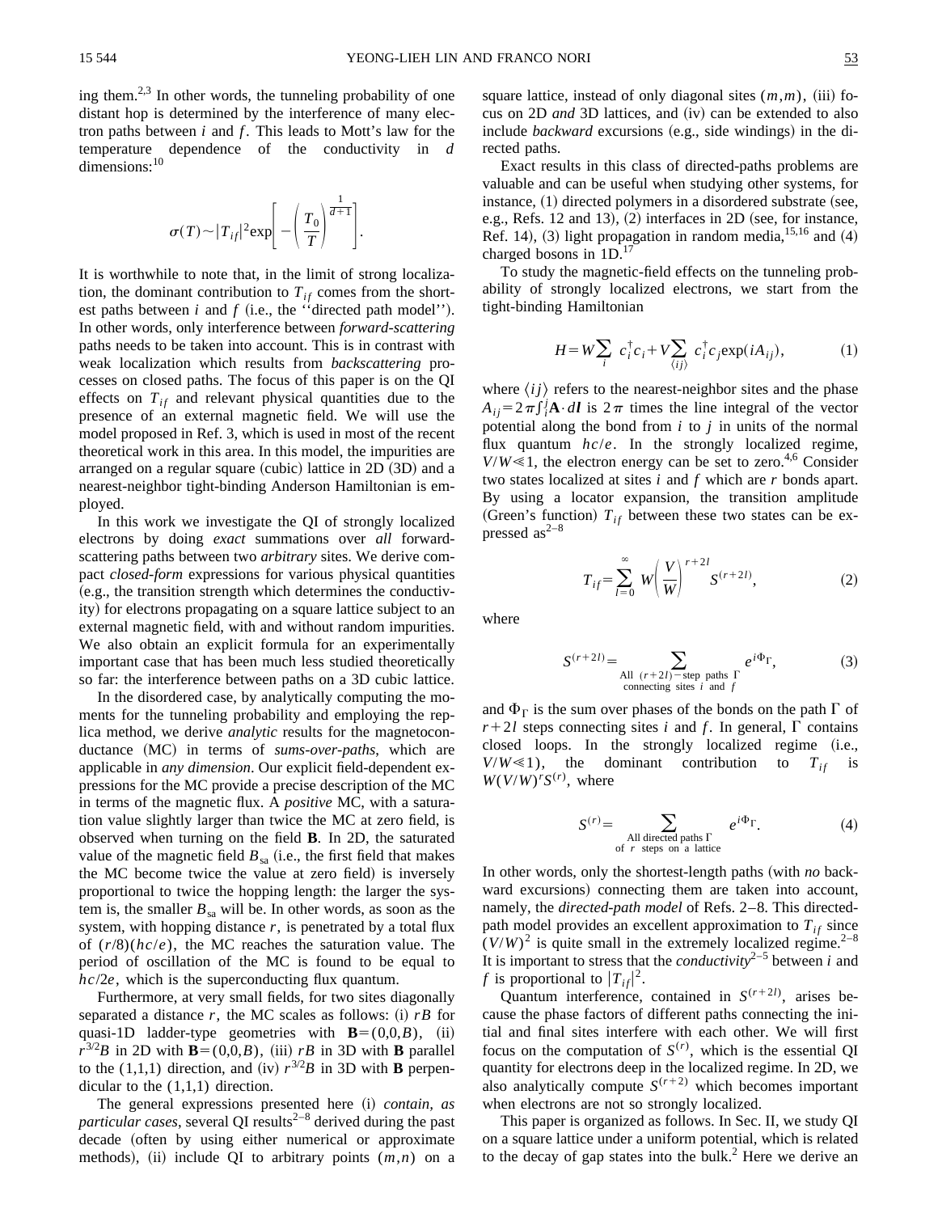ing them.[2,3] In other words, the tunneling probability of one distant hop is determined by the interference of many electron paths between $i$ and $f$. This leads to Mott's law for the temperature dependence of the conductivity in $d$ dimensions:[10]

$$\sigma(T) \sim |T_{if}|^2 \exp\left[ -\left(\frac{T_0}{T}\right)^{\frac{1}{d+1}} \right].$$

It is worthwhile to note that, in the limit of strong localization, the dominant contribution to $T_{if}$ comes from the shortest paths between $i$ and $f$ (i.e., the "directed path model"). In other words, only interference between *forward-scattering* paths needs to be taken into account. This is in contrast with weak localization which results from *backscattering* processes on closed paths. The focus of this paper is on the QI effects on $T_{if}$ and relevant physical quantities due to the presence of an external magnetic field. We will use the model proposed in Ref. 3, which is used in most of the recent theoretical work in this area. In this model, the impurities are arranged on a regular square (cubic) lattice in 2D (3D) and a nearest-neighbor tight-binding Anderson Hamiltonian is employed.

In this work we investigate the QI of strongly localized electrons by doing *exact* summations over *all* forward-scattering paths between two *arbitrary* sites. We derive compact *closed-form* expressions for various physical quantities (e.g., the transition strength which determines the conductivity) for electrons propagating on a square lattice subject to an external magnetic field, with and without random impurities. We also obtain an explicit formula for an experimentally important case that has been much less studied theoretically so far: the interference between paths on a 3D cubic lattice.

In the disordered case, by analytically computing the moments for the tunneling probability and employing the replica method, we derive *analytic* results for the magnetoconductance (MC) in terms of *sums-over-paths*, which are applicable in *any dimension*. Our explicit field-dependent expressions for the MC provide a precise description of the MC in terms of the magnetic flux. A *positive* MC, with a saturation value slightly larger than twice the MC at zero field, is observed when turning on the field $\mathbf{B}$. In 2D, the saturated value of the magnetic field $B_{\rm sa}$ (i.e., the first field that makes the MC become twice the value at zero field) is inversely proportional to twice the hopping length: the larger the system is, the smaller $B_{\rm sa}$ will be. In other words, as soon as the system, with hopping distance $r$, is penetrated by a total flux of $(r/8)(hc/e)$, the MC reaches the saturation value. The period of oscillation of the MC is found to be equal to $hc/2e$, which is the superconducting flux quantum.

Furthermore, at very small fields, for two sites diagonally separated a distance $r$, the MC scales as follows: (i) $rB$ for quasi-1D ladder-type geometries with $\mathbf{B}=(0,0,B)$, (ii) $r^{3/2}B$ in 2D with $\mathbf{B}=(0,0,B)$, (iii) $rB$ in 3D with $\mathbf{B}$ parallel to the (1,1,1) direction, and (iv) $r^{3/2}B$ in 3D with $\mathbf{B}$ perpendicular to the (1,1,1) direction.

The general expressions presented here (i) *contain, as particular cases*, several QI results[2–8] derived during the past decade (often by using either numerical or approximate methods), (ii) include QI to arbitrary points $(m,n)$ on a square lattice, instead of only diagonal sites $(m,m)$, (iii) focus on 2D *and* 3D lattices, and (iv) can be extended to also include *backward* excursions (e.g., side windings) in the directed paths.

Exact results in this class of directed-paths problems are valuable and can be useful when studying other systems, for instance, (1) directed polymers in a disordered substrate (see, e.g., Refs. 12 and 13), (2) interfaces in 2D (see, for instance, Ref. 14), (3) light propagation in random media,[15,16] and (4) charged bosons in 1D.[17]

To study the magnetic-field effects on the tunneling probability of strongly localized electrons, we start from the tight-binding Hamiltonian

$$H = W\sum_i c_i^\dagger c_i + V\sum_{\langle ij\rangle} c_i^\dagger c_j \exp(iA_{ij}), \tag{1}$$

where $\langle ij\rangle$ refers to the nearest-neighbor sites and the phase $A_{ij}=2\pi\int_i^j \mathbf{A}\cdot d\mathbf{l}$ is $2\pi$ times the line integral of the vector potential along the bond from $i$ to $j$ in units of the normal flux quantum $hc/e$. In the strongly localized regime, $V/W \ll 1$, the electron energy can be set to zero.[4,6] Consider two states localized at sites $i$ and $f$ which are $r$ bonds apart. By using a locator expansion, the transition amplitude (Green's function) $T_{if}$ between these two states can be expressed as[2–8]

$$T_{if} = \sum_{l=0}^{\infty} W\left(\frac{V}{W}\right)^{r+2l} S^{(r+2l)}, \tag{2}$$

where

$$S^{(r+2l)} = \sum_{\substack{\text{All } (r+2l)-\text{step paths } \Gamma \\ \text{connecting sites } i \text{ and } f}} e^{i\Phi_\Gamma}, \tag{3}$$

and $\Phi_\Gamma$ is the sum over phases of the bonds on the path $\Gamma$ of $r+2l$ steps connecting sites $i$ and $f$. In general, $\Gamma$ contains closed loops. In the strongly localized regime (i.e., $V/W \ll 1$), the dominant contribution to $T_{if}$ is $W(V/W)^r S^{(r)}$, where

$$S^{(r)} = \sum_{\substack{\text{All directed paths } \Gamma \\ \text{of } r \text{ steps on a lattice}}} e^{i\Phi_\Gamma}. \tag{4}$$

In other words, only the shortest-length paths (with *no* backward excursions) connecting them are taken into account, namely, the *directed-path model* of Refs. 2–8. This directed-path model provides an excellent approximation to $T_{if}$ since $(V/W)^2$ is quite small in the extremely localized regime.[2–8] It is important to stress that the *conductivity*[2–5] between $i$ and $f$ is proportional to $|T_{if}|^2$.

Quantum interference, contained in $S^{(r+2l)}$, arises because the phase factors of different paths connecting the initial and final sites interfere with each other. We will first focus on the computation of $S^{(r)}$, which is the essential QI quantity for electrons deep in the localized regime. In 2D, we also analytically compute $S^{(r+2)}$ which becomes important when electrons are not so strongly localized.

This paper is organized as follows. In Sec. II, we study QI on a square lattice under a uniform potential, which is related to the decay of gap states into the bulk.[2] Here we derive an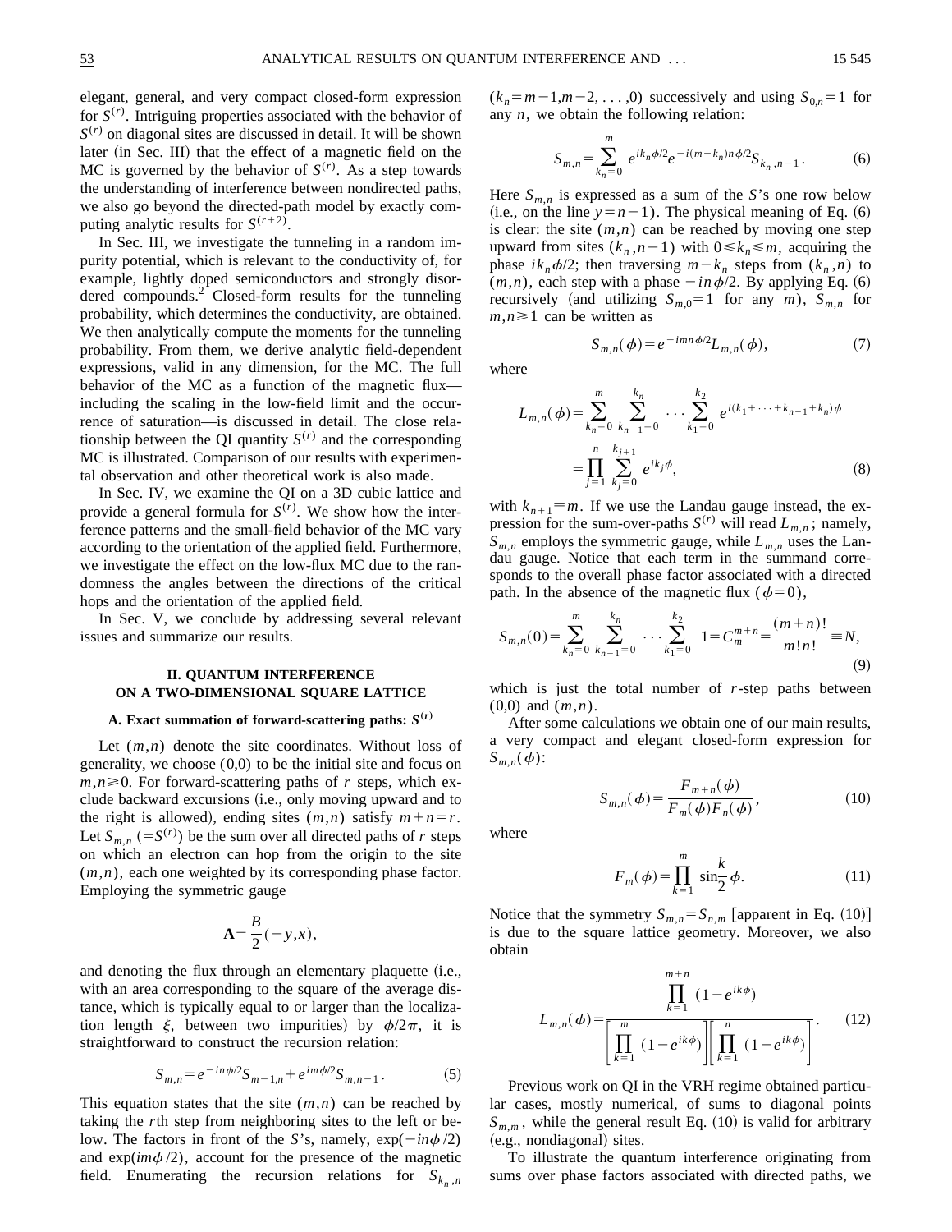elegant, general, and very compact closed-form expression for $S^{(r)}$. Intriguing properties associated with the behavior of $S^{(r)}$ on diagonal sites are discussed in detail. It will be shown later (in Sec. III) that the effect of a magnetic field on the MC is governed by the behavior of $S^{(r)}$. As a step towards the understanding of interference between nondirected paths, we also go beyond the directed-path model by exactly computing analytic results for $S^{(r+2)}$.

In Sec. III, we investigate the tunneling in a random impurity potential, which is relevant to the conductivity of, for example, lightly doped semiconductors and strongly disordered compounds.[2] Closed-form results for the tunneling probability, which determines the conductivity, are obtained. We then analytically compute the moments for the tunneling probability. From them, we derive analytic field-dependent expressions, valid in any dimension, for the MC. The full behavior of the MC as a function of the magnetic flux—including the scaling in the low-field limit and the occurrence of saturation—is discussed in detail. The close relationship between the QI quantity $S^{(r)}$ and the corresponding MC is illustrated. Comparison of our results with experimental observation and other theoretical work is also made.

In Sec. IV, we examine the QI on a 3D cubic lattice and provide a general formula for $S^{(r)}$. We show how the interference patterns and the small-field behavior of the MC vary according to the orientation of the applied field. Furthermore, we investigate the effect on the low-flux MC due to the randomness the angles between the directions of the critical hops and the orientation of the applied field.

In Sec. V, we conclude by addressing several relevant issues and summarize our results.

## II. QUANTUM INTERFERENCE ON A TWO-DIMENSIONAL SQUARE LATTICE

### A. Exact summation of forward-scattering paths: $S^{(r)}$

Let $(m,n)$ denote the site coordinates. Without loss of generality, we choose $(0,0)$ to be the initial site and focus on $m,n \geq 0$. For forward-scattering paths of $r$ steps, which exclude backward excursions (i.e., only moving upward and to the right is allowed), ending sites $(m,n)$ satisfy $m+n=r$. Let $S_{m,n}$ $(=S^{(r)})$ be the sum over all directed paths of $r$ steps on which an electron can hop from the origin to the site $(m,n)$, each one weighted by its corresponding phase factor. Employing the symmetric gauge

$$\mathbf{A}=\frac{B}{2}(-y,x),$$

and denoting the flux through an elementary plaquette (i.e., with an area corresponding to the square of the average distance, which is typically equal to or larger than the localization length $\xi$, between two impurities) by $\phi/2\pi$, it is straightforward to construct the recursion relation:

$$S_{m,n}=e^{-in\phi/2}S_{m-1,n}+e^{im\phi/2}S_{m,n-1}. \tag{5}$$

This equation states that the site $(m,n)$ can be reached by taking the $r$th step from neighboring sites to the left or below. The factors in front of the $S$'s, namely, $\exp(-in\phi/2)$ and $\exp(im\phi/2)$, account for the presence of the magnetic field. Enumerating the recursion relations for $S_{k_n,n}$ $(k_n=m-1,m-2,\ldots,0)$ successively and using $S_{0,n}=1$ for any $n$, we obtain the following relation:

$$S_{m,n}=\sum_{k_n=0}^{m} e^{ik_n\phi/2}e^{-i(m-k_n)n\phi/2}S_{k_n,n-1}. \tag{6}$$

Here $S_{m,n}$ is expressed as a sum of the $S$'s one row below (i.e., on the line $y=n-1$). The physical meaning of Eq. (6) is clear: the site $(m,n)$ can be reached by moving one step upward from sites $(k_n,n-1)$ with $0 \leq k_n \leq m$, acquiring the phase $ik_n\phi/2$; then traversing $m-k_n$ steps from $(k_n,n)$ to $(m,n)$, each step with a phase $-in\phi/2$. By applying Eq. (6) recursively (and utilizing $S_{m,0}=1$ for any $m$), $S_{m,n}$ for $m,n \geq 1$ can be written as

$$S_{m,n}(\phi)=e^{-imn\phi/2}L_{m,n}(\phi), \tag{7}$$

where

$$L_{m,n}(\phi)=\sum_{k_n=0}^{m}\sum_{k_{n-1}=0}^{k_n}\cdots\sum_{k_1=0}^{k_2} e^{i(k_1+\cdots+k_{n-1}+k_n)\phi} =\prod_{j=1}^{n}\sum_{k_j=0}^{k_{j+1}} e^{ik_j\phi}, \tag{8}$$

with $k_{n+1}\equiv m$. If we use the Landau gauge instead, the expression for the sum-over-paths $S^{(r)}$ will read $L_{m,n}$; namely, $S_{m,n}$ employs the symmetric gauge, while $L_{m,n}$ uses the Landau gauge. Notice that each term in the summand corresponds to the overall phase factor associated with a directed path. In the absence of the magnetic flux $(\phi=0)$,

$$S_{m,n}(0)=\sum_{k_n=0}^{m}\sum_{k_{n-1}=0}^{k_n}\cdots\sum_{k_1=0}^{k_2} 1 = C_m^{m+n}=\frac{(m+n)!}{m!\,n!}\equiv N, \tag{9}$$

which is just the total number of $r$-step paths between $(0,0)$ and $(m,n)$.

After some calculations we obtain one of our main results, a very compact and elegant closed-form expression for $S_{m,n}(\phi)$:

$$S_{m,n}(\phi)=\frac{F_{m+n}(\phi)}{F_m(\phi)F_n(\phi)}, \tag{10}$$

where

$$F_m(\phi)=\prod_{k=1}^{m}\sin\frac{k}{2}\phi. \tag{11}$$

Notice that the symmetry $S_{m,n}=S_{n,m}$ [apparent in Eq. (10)] is due to the square lattice geometry. Moreover, we also obtain

$$L_{m,n}(\phi)=\frac{\displaystyle\prod_{k=1}^{m+n}(1-e^{ik\phi})}{\left[\displaystyle\prod_{k=1}^{m}(1-e^{ik\phi})\right]\left[\displaystyle\prod_{k=1}^{n}(1-e^{ik\phi})\right]}. \tag{12}$$

Previous work on QI in the VRH regime obtained particular cases, mostly numerical, of sums to diagonal points $S_{m,m}$, while the general result Eq. (10) is valid for arbitrary (e.g., nondiagonal) sites.

To illustrate the quantum interference originating from sums over phase factors associated with directed paths, we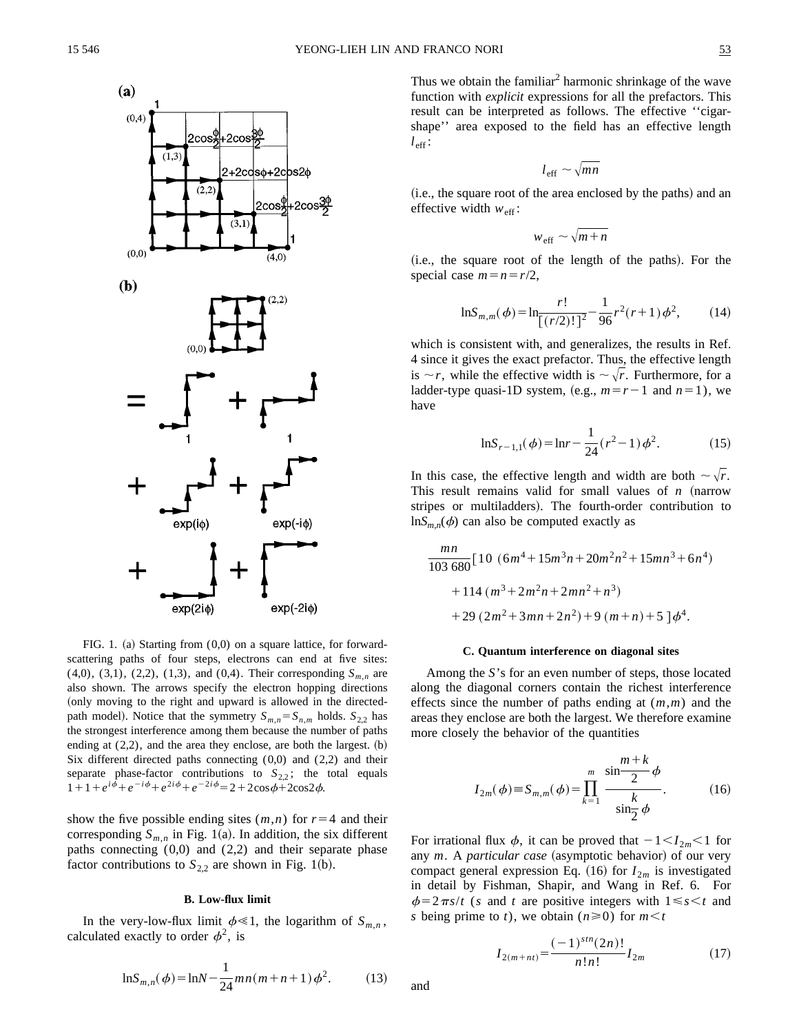(a)

(0,4)

1

$2\cos\frac{\phi}{2}+2\cos\frac{3\phi}{2}$

(1,3)

$2+2\cos\phi+2\cos2\phi$

(2,2)

$2\cos\frac{\phi}{2}+2\cos\frac{3\phi}{2}$

(3,1)

1

(0,0)

(4,0)

(b)

(2,2)

(0,0)

= + 

1 1

+ +

$\exp(i\phi)$ $\exp(-i\phi)$

+ +

$\exp(2i\phi)$ $\exp(-2i\phi)$

FIG. 1. (a) Starting from (0,0) on a square lattice, for forward-scattering paths of four steps, electrons can end at five sites: (4,0), (3,1), (2,2), (1,3), and (0,4). Their corresponding $S_{m,n}$ are also shown. The arrows specify the electron hopping directions (only moving to the right and upward is allowed in the directed-path model). Notice that the symmetry $S_{m,n}=S_{n,m}$ holds. $S_{2,2}$ has the strongest interference among them because the number of paths ending at (2,2), and the area they enclose, are both the largest. (b) Six different directed paths connecting (0,0) and (2,2) and their separate phase-factor contributions to $S_{2,2}$; the total equals $1+1+e^{i\phi}+e^{-i\phi}+e^{2i\phi}+e^{-2i\phi}=2+2\cos\phi+2\cos2\phi$.

show the five possible ending sites $(m,n)$ for $r=4$ and their corresponding $S_{m,n}$ in Fig. 1(a). In addition, the six different paths connecting (0,0) and (2,2) and their separate phase factor contributions to $S_{2,2}$ are shown in Fig. 1(b).

### B. Low-flux limit

In the very-low-flux limit $\phi \ll 1$, the logarithm of $S_{m,n}$, calculated exactly to order $\phi^2$, is

$$\ln S_{m,n}(\phi)=\ln N-\frac{1}{24}mn(m+n+1)\phi^2. \tag{13}$$

Thus we obtain the familiar[2] harmonic shrinkage of the wave function with *explicit* expressions for all the prefactors. This result can be interpreted as follows. The effective "cigar-shape" area exposed to the field has an effective length $l_{\rm eff}$:

$$l_{\rm eff}\sim\sqrt{mn}$$

(i.e., the square root of the area enclosed by the paths) and an effective width $w_{\rm eff}$:

$$w_{\rm eff}\sim\sqrt{m+n}$$

(i.e., the square root of the length of the paths). For the special case $m=n=r/2$,

$$\ln S_{m,m}(\phi)=\ln\frac{r!}{[(r/2)!]^2}-\frac{1}{96}r^2(r+1)\phi^2, \tag{14}$$

which is consistent with, and generalizes, the results in Ref. 4 since it gives the exact prefactor. Thus, the effective length is $\sim r$, while the effective width is $\sim\sqrt{r}$. Furthermore, for a ladder-type quasi-1D system, (e.g., $m=r-1$ and $n=1$), we have

$$\ln S_{r-1,1}(\phi)=\ln r-\frac{1}{24}(r^2-1)\phi^2. \tag{15}$$

In this case, the effective length and width are both $\sim\sqrt{r}$. This result remains valid for small values of $n$ (narrow stripes or multiladders). The fourth-order contribution to $\ln S_{m,n}(\phi)$ can also be computed exactly as

$$\frac{mn}{103\,680}[10\ (6m^4+15m^3n+20m^2n^2+15mn^3+6n^4)$$
$$+114\,(m^3+2m^2n+2mn^2+n^3)$$
$$+29\,(2m^2+3mn+2n^2)+9\,(m+n)+5\,]\phi^4.$$

### C. Quantum interference on diagonal sites

Among the $S$'s for an even number of steps, those located along the diagonal corners contain the richest interference effects since the number of paths ending at $(m,m)$ and the areas they enclose are both the largest. We therefore examine more closely the behavior of the quantities

$$I_{2m}(\phi)\equiv S_{m,m}(\phi)=\prod_{k=1}^{m}\frac{\sin\frac{m+k}{2}\phi}{\sin\frac{k}{2}\phi}. \tag{16}$$

For irrational flux $\phi$, it can be proved that $-1<I_{2m}<1$ for any $m$. A *particular case* (asymptotic behavior) of our very compact general expression Eq. (16) for $I_{2m}$ is investigated in detail by Fishman, Shapir, and Wang in Ref. 6. For $\phi=2\pi s/t$ ($s$ and $t$ are positive integers with $1\leqslant s<t$ and $s$ being prime to $t$), we obtain ($n\geqslant 0$) for $m<t$

$$I_{2(m+nt)}=\frac{(-1)^{stn}(2n)!}{n!n!}I_{2m} \tag{17}$$

and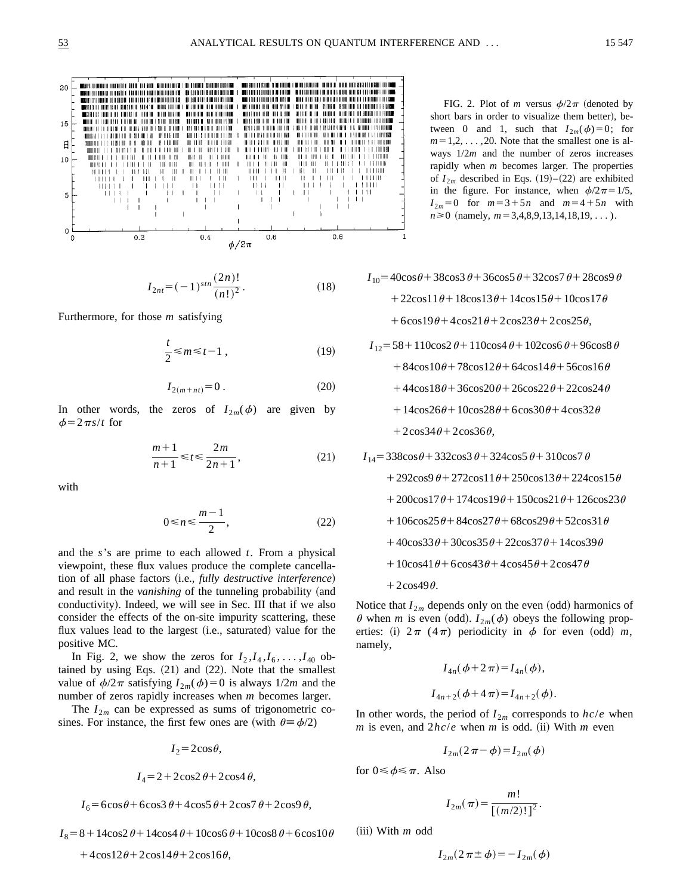20

15

m

10

5

0

0 0.2 0.4 0.6 0.8 1

$\phi/2\pi$

FIG. 2. Plot of $m$ versus $\phi/2\pi$ (denoted by short bars in order to visualize them better), between 0 and 1, such that $I_{2m}(\phi)=0$; for $m=1,2,\ldots,20$. Note that the smallest one is always $1/2m$ and the number of zeros increases rapidly when $m$ becomes larger. The properties of $I_{2m}$ described in Eqs. (19)–(22) are exhibited in the figure. For instance, when $\phi/2\pi=1/5$, $I_{2m}=0$ for $m=3+5n$ and $m=4+5n$ with $n\geqslant 0$ (namely, $m=3,4,8,9,13,14,18,19,\ldots$).

$$I_{2nt}=(-1)^{stn}\frac{(2n)!}{(n!)^2}. \tag{18}$$

Furthermore, for those $m$ satisfying

$$\frac{t}{2}\leqslant m\leqslant t-1, \tag{19}$$

$$I_{2(m+nt)}=0. \tag{20}$$

In other words, the zeros of $I_{2m}(\phi)$ are given by $\phi=2\pi s/t$ for

$$\frac{m+1}{n+1}\leqslant t\leqslant\frac{2m}{2n+1}, \tag{21}$$

with

$$0\leqslant n\leqslant\frac{m-1}{2}, \tag{22}$$

and the $s$'s are prime to each allowed $t$. From a physical viewpoint, these flux values produce the complete cancellation of all phase factors (i.e., *fully destructive interference*) and result in the *vanishing* of the tunneling probability (and conductivity). Indeed, we will see in Sec. III that if we also consider the effects of the on-site impurity scattering, these flux values lead to the largest (i.e., saturated) value for the positive MC.

In Fig. 2, we show the zeros for $I_2,I_4,I_6,\ldots,I_{40}$ obtained by using Eqs. (21) and (22). Note that the smallest value of $\phi/2\pi$ satisfying $I_{2m}(\phi)=0$ is always $1/2m$ and the number of zeros rapidly increases when $m$ becomes larger.

The $I_{2m}$ can be expressed as sums of trigonometric cosines. For instance, the first few ones are (with $\theta\equiv\phi/2$)

$$I_2=2\cos\theta,$$

$$I_4=2+2\cos 2\theta+2\cos 4\theta,$$

$$I_6=6\cos\theta+6\cos 3\theta+4\cos 5\theta+2\cos 7\theta+2\cos 9\theta,$$

$$\begin{aligned}I_8={}&8+14\cos 2\theta+14\cos 4\theta+10\cos 6\theta+10\cos 8\theta+6\cos 10\theta\\&+4\cos 12\theta+2\cos 14\theta+2\cos 16\theta,\end{aligned}$$

$$\begin{aligned}I_{10}={}&40\cos\theta+38\cos 3\theta+36\cos 5\theta+32\cos 7\theta+28\cos 9\theta\\&+22\cos 11\theta+18\cos 13\theta+14\cos 15\theta+10\cos 17\theta\\&+6\cos 19\theta+4\cos 21\theta+2\cos 23\theta+2\cos 25\theta,\end{aligned}$$

$$\begin{aligned}I_{12}={}&58+110\cos 2\theta+110\cos 4\theta+102\cos 6\theta+96\cos 8\theta\\&+84\cos 10\theta+78\cos 12\theta+64\cos 14\theta+56\cos 16\theta\\&+44\cos 18\theta+36\cos 20\theta+26\cos 22\theta+22\cos 24\theta\\&+14\cos 26\theta+10\cos 28\theta+6\cos 30\theta+4\cos 32\theta\\&+2\cos 34\theta+2\cos 36\theta,\end{aligned}$$

$$\begin{aligned}I_{14}={}&338\cos\theta+332\cos 3\theta+324\cos 5\theta+310\cos 7\theta\\&+292\cos 9\theta+272\cos 11\theta+250\cos 13\theta+224\cos 15\theta\\&+200\cos 17\theta+174\cos 19\theta+150\cos 21\theta+126\cos 23\theta\\&+106\cos 25\theta+84\cos 27\theta+68\cos 29\theta+52\cos 31\theta\\&+40\cos 33\theta+30\cos 35\theta+22\cos 37\theta+14\cos 39\theta\\&+10\cos 41\theta+6\cos 43\theta+4\cos 45\theta+2\cos 47\theta\\&+2\cos 49\theta.\end{aligned}$$

Notice that $I_{2m}$ depends only on the even (odd) harmonics of $\theta$ when $m$ is even (odd). $I_{2m}(\phi)$ obeys the following properties: (i) $2\pi$ ($4\pi$) periodicity in $\phi$ for even (odd) $m$, namely,

$$I_{4n}(\phi+2\pi)=I_{4n}(\phi),$$

$$I_{4n+2}(\phi+4\pi)=I_{4n+2}(\phi).$$

In other words, the period of $I_{2m}$ corresponds to $hc/e$ when $m$ is even, and $2hc/e$ when $m$ is odd. (ii) With $m$ even

$$I_{2m}(2\pi-\phi)=I_{2m}(\phi)$$

for $0\leqslant\phi\leqslant\pi$. Also

$$I_{2m}(\pi)=\frac{m!}{[(m/2)!]^2}.$$

(iii) With $m$ odd

$$I_{2m}(2\pi\pm\phi)=-I_{2m}(\phi)$$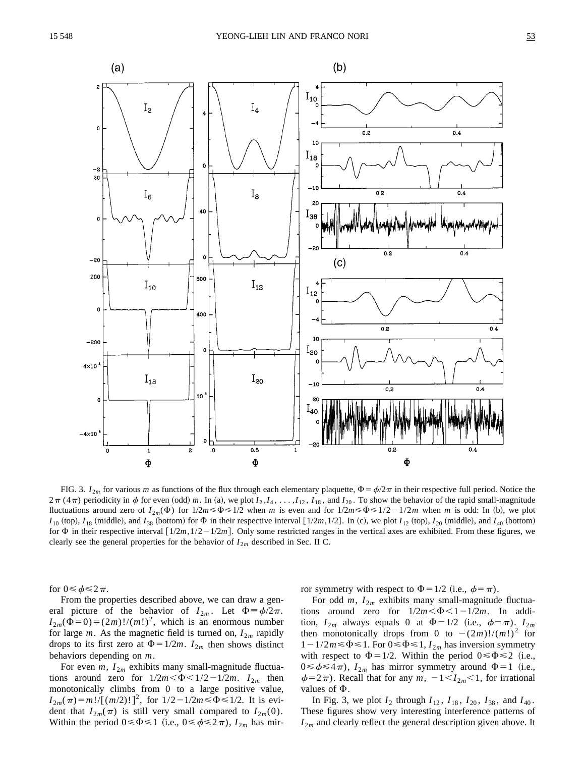(a)

(b)

(c)

$I_2$

$I_4$

$I_6$

$I_8$

$I_{10}$

$I_{12}$

$I_{18}$

$I_{20}$

$I_{10}$

$I_{18}$

$I_{38}$

$I_{12}$

$I_{20}$

$I_{40}$

$\Phi$

$\Phi$

$\Phi$

FIG. 3. $I_{2m}$ for various $m$ as functions of the flux through each elementary plaquette, $\Phi = \phi/2\pi$ in their respective full period. Notice the $2\pi$ ($4\pi$) periodicity in $\phi$ for even (odd) $m$. In (a), we plot $I_2, I_4, \ldots, I_{12}$, $I_{18}$, and $I_{20}$. To show the behavior of the rapid small-magnitude fluctuations around zero of $I_{2m}(\Phi)$ for $1/2m \leq \Phi \leq 1/2$ when $m$ is even and for $1/2m \leq \Phi \leq 1/2 - 1/2m$ when $m$ is odd: In (b), we plot $I_{10}$ (top), $I_{18}$ (middle), and $I_{38}$ (bottom) for $\Phi$ in their respective interval $[1/2m, 1/2]$. In (c), we plot $I_{12}$ (top), $I_{20}$ (middle), and $I_{40}$ (bottom) for $\Phi$ in their respective interval $[1/2m, 1/2 - 1/2m]$. Only some restricted ranges in the vertical axes are exhibited. From these figures, we clearly see the general properties for the behavior of $I_{2m}$ described in Sec. II C.

for $0 \leq \phi \leq 2\pi$.

From the properties described above, we can draw a general picture of the behavior of $I_{2m}$. Let $\Phi \equiv \phi/2\pi$. $I_{2m}(\Phi = 0) = (2m)!/(m!)^2$, which is an enormous number for large $m$. As the magnetic field is turned on, $I_{2m}$ rapidly drops to its first zero at $\Phi = 1/2m$. $I_{2m}$ then shows distinct behaviors depending on $m$.

For even $m$, $I_{2m}$ exhibits many small-magnitude fluctuations around zero for $1/2m < \Phi < 1/2 - 1/2m$. $I_{2m}$ then monotonically climbs from 0 to a large positive value, $I_{2m}(\pi) = m!/[(m/2)!]^2$, for $1/2 - 1/2m \leq \Phi \leq 1/2$. It is evident that $I_{2m}(\pi)$ is still very small compared to $I_{2m}(0)$. Within the period $0 \leq \Phi \leq 1$ (i.e., $0 \leq \phi \leq 2\pi$), $I_{2m}$ has mirror symmetry with respect to $\Phi = 1/2$ (i.e., $\phi = \pi$).

For odd $m$, $I_{2m}$ exhibits many small-magnitude fluctuations around zero for $1/2m < \Phi < 1 - 1/2m$. In addition, $I_{2m}$ always equals 0 at $\Phi = 1/2$ (i.e., $\phi = \pi$). $I_{2m}$ then monotonically drops from 0 to $-(2m)!/(m!)^2$ for $1 - 1/2m \leq \Phi \leq 1$. For $0 \leq \Phi \leq 1$, $I_{2m}$ has inversion symmetry with respect to $\Phi = 1/2$. Within the period $0 \leq \Phi \leq 2$ (i.e., $0 \leq \phi \leq 4\pi$), $I_{2m}$ has mirror symmetry around $\Phi = 1$ (i.e., $\phi = 2\pi$). Recall that for any $m$, $-1 < I_{2m} < 1$, for irrational values of $\Phi$.

In Fig. 3, we plot $I_2$ through $I_{12}$, $I_{18}$, $I_{20}$, $I_{38}$, and $I_{40}$. These figures show very interesting interference patterns of $I_{2m}$ and clearly reflect the general description given above. It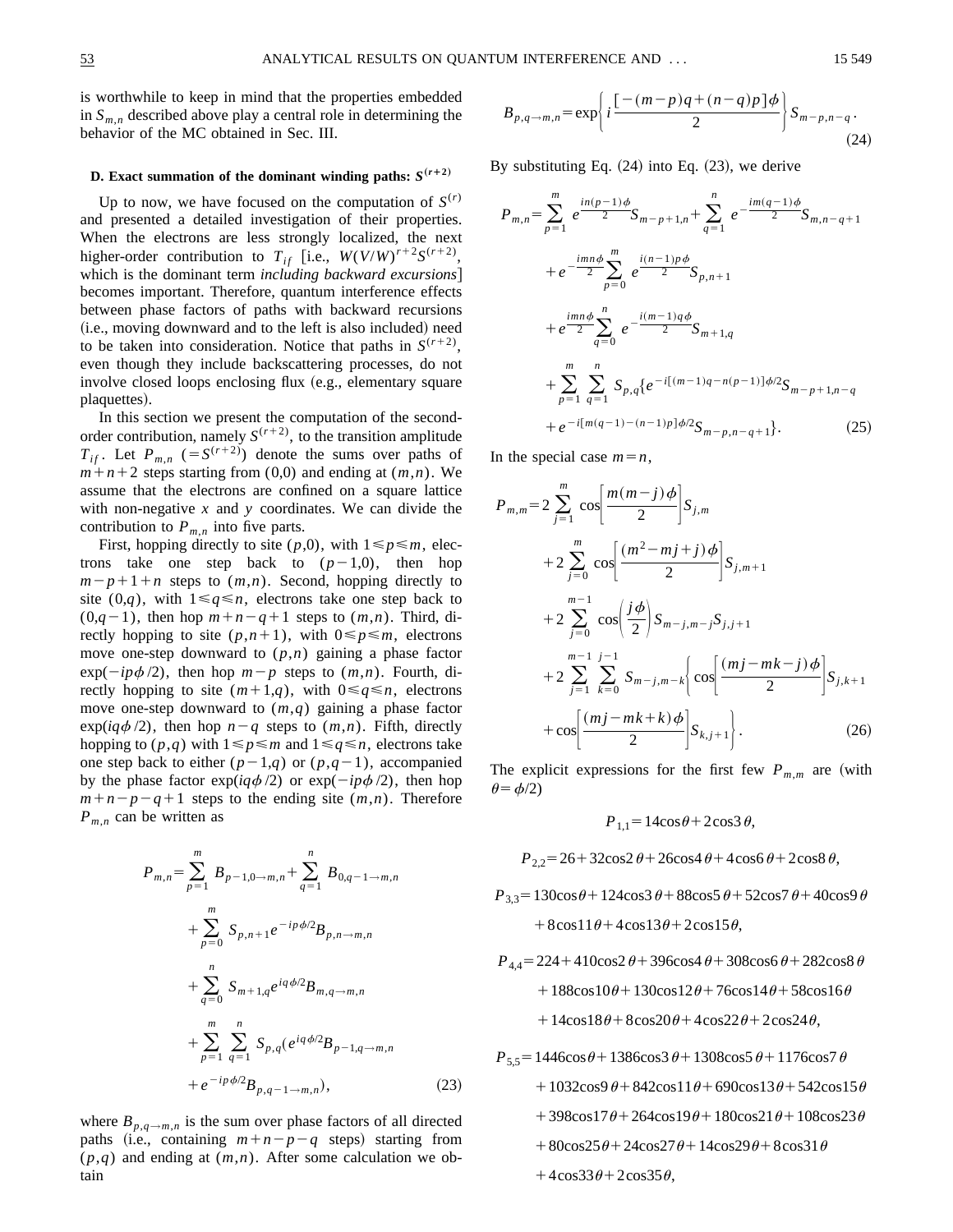is worthwhile to keep in mind that the properties embedded in $S_{m,n}$ described above play a central role in determining the behavior of the MC obtained in Sec. III.

### D. Exact summation of the dominant winding paths: $S^{(r+2)}$

Up to now, we have focused on the computation of $S^{(r)}$ and presented a detailed investigation of their properties. When the electrons are less strongly localized, the next higher-order contribution to $T_{if}$ [i.e., $W(V/W)^{r+2}S^{(r+2)}$, which is the dominant term *including backward excursions*] becomes important. Therefore, quantum interference effects between phase factors of paths with backward recursions (i.e., moving downward and to the left is also included) need to be taken into consideration. Notice that paths in $S^{(r+2)}$, even though they include backscattering processes, do not involve closed loops enclosing flux (e.g., elementary square plaquettes).

In this section we present the computation of the second-order contribution, namely $S^{(r+2)}$, to the transition amplitude $T_{if}$. Let $P_{m,n}$ $(=S^{(r+2)})$ denote the sums over paths of $m+n+2$ steps starting from (0,0) and ending at $(m,n)$. We assume that the electrons are confined on a square lattice with non-negative $x$ and $y$ coordinates. We can divide the contribution to $P_{m,n}$ into five parts.

First, hopping directly to site $(p,0)$, with $1\leq p\leq m$, electrons take one step back to $(p-1,0)$, then hop $m-p+1+n$ steps to $(m,n)$. Second, hopping directly to site $(0,q)$, with $1\leq q\leq n$, electrons take one step back to $(0,q-1)$, then hop $m+n-q+1$ steps to $(m,n)$. Third, directly hopping to site $(p,n+1)$, with $0\leq p\leq m$, electrons move one-step downward to $(p,n)$ gaining a phase factor $\exp(-ip\phi/2)$, then hop $m-p$ steps to $(m,n)$. Fourth, directly hopping to site $(m+1,q)$, with $0\leq q\leq n$, electrons move one-step downward to $(m,q)$ gaining a phase factor $\exp(iq\phi/2)$, then hop $n-q$ steps to $(m,n)$. Fifth, directly hopping to $(p,q)$ with $1\leq p\leq m$ and $1\leq q\leq n$, electrons take one step back to either $(p-1,q)$ or $(p,q-1)$, accompanied by the phase factor $\exp(iq\phi/2)$ or $\exp(-ip\phi/2)$, then hop $m+n-p-q+1$ steps to the ending site $(m,n)$. Therefore $P_{m,n}$ can be written as

$$
\begin{aligned}
P_{m,n}=&\sum_{p=1}^{m} B_{p-1,0\rightarrow m,n}+\sum_{q=1}^{n} B_{0,q-1\rightarrow m,n}\\
&+\sum_{p=0}^{m} S_{p,n+1}e^{-ip\phi/2}B_{p,n\rightarrow m,n}\\
&+\sum_{q=0}^{n} S_{m+1,q}e^{iq\phi/2}B_{m,q\rightarrow m,n}\\
&+\sum_{p=1}^{m}\sum_{q=1}^{n} S_{p,q}(e^{iq\phi/2}B_{p-1,q\rightarrow m,n}\\
&+e^{-ip\phi/2}B_{p,q-1\rightarrow m,n}),
\end{aligned}
\tag{23}
$$

where $B_{p,q\rightarrow m,n}$ is the sum over phase factors of all directed paths (i.e., containing $m+n-p-q$ steps) starting from $(p,q)$ and ending at $(m,n)$. After some calculation we obtain

$$
B_{p,q\rightarrow m,n}=\exp\left\{i\frac{[-(m-p)q+(n-q)p]\phi}{2}\right\}S_{m-p,n-q}. \tag{24}
$$

By substituting Eq. (24) into Eq. (23), we derive

$$
\begin{aligned}
P_{m,n}=&\sum_{p=1}^{m} e^{\frac{in(p-1)\phi}{2}}S_{m-p+1,n}+\sum_{q=1}^{n} e^{-\frac{im(q-1)\phi}{2}}S_{m,n-q+1}\\
&+e^{-\frac{imn\phi}{2}}\sum_{p=0}^{m} e^{\frac{i(n-1)p\phi}{2}}S_{p,n+1}\\
&+e^{\frac{imn\phi}{2}}\sum_{q=0}^{n} e^{-\frac{i(m-1)q\phi}{2}}S_{m+1,q}\\
&+\sum_{p=1}^{m}\sum_{q=1}^{n} S_{p,q}\{e^{-i[(m-1)q-n(p-1)]\phi/2}S_{m-p+1,n-q}\\
&+e^{-i[m(q-1)-(n-1)p]\phi/2}S_{m-p,n-q+1}\}.
\end{aligned}
\tag{25}
$$

In the special case $m=n$,

$$
\begin{aligned}
P_{m,m}=&2\sum_{j=1}^{m}\cos\left[\frac{m(m-j)\phi}{2}\right]S_{j,m}\\
&+2\sum_{j=0}^{m}\cos\left[\frac{(m^2-mj+j)\phi}{2}\right]S_{j,m+1}\\
&+2\sum_{j=0}^{m-1}\cos\left(\frac{j\phi}{2}\right)S_{m-j,m-j}S_{j,j+1}\\
&+2\sum_{j=1}^{m-1}\sum_{k=0}^{j-1} S_{m-j,m-k}\left\{\cos\left[\frac{(mj-mk-j)\phi}{2}\right]S_{j,k+1}\right.\\
&\left.+\cos\left[\frac{(mj-mk+k)\phi}{2}\right]S_{k,j+1}\right\}.
\end{aligned}
\tag{26}
$$

The explicit expressions for the first few $P_{m,m}$ are (with $\theta=\phi/2$)

$$P_{1,1}=14\cos\theta+2\cos3\theta,$$

$$P_{2,2}=26+32\cos2\theta+26\cos4\theta+4\cos6\theta+2\cos8\theta,$$

$$
\begin{aligned}
P_{3,3}=&130\cos\theta+124\cos3\theta+88\cos5\theta+52\cos7\theta+40\cos9\theta\\
&+8\cos11\theta+4\cos13\theta+2\cos15\theta,
\end{aligned}
$$

$$
\begin{aligned}
P_{4,4}=&224+410\cos2\theta+396\cos4\theta+308\cos6\theta+282\cos8\theta\\
&+188\cos10\theta+130\cos12\theta+76\cos14\theta+58\cos16\theta\\
&+14\cos18\theta+8\cos20\theta+4\cos22\theta+2\cos24\theta,
\end{aligned}
$$

$$
\begin{aligned}
P_{5,5}=&1446\cos\theta+1386\cos3\theta+1308\cos5\theta+1176\cos7\theta\\
&+1032\cos9\theta+842\cos11\theta+690\cos13\theta+542\cos15\theta\\
&+398\cos17\theta+264\cos19\theta+180\cos21\theta+108\cos23\theta\\
&+80\cos25\theta+24\cos27\theta+14\cos29\theta+8\cos31\theta\\
&+4\cos33\theta+2\cos35\theta,
\end{aligned}
$$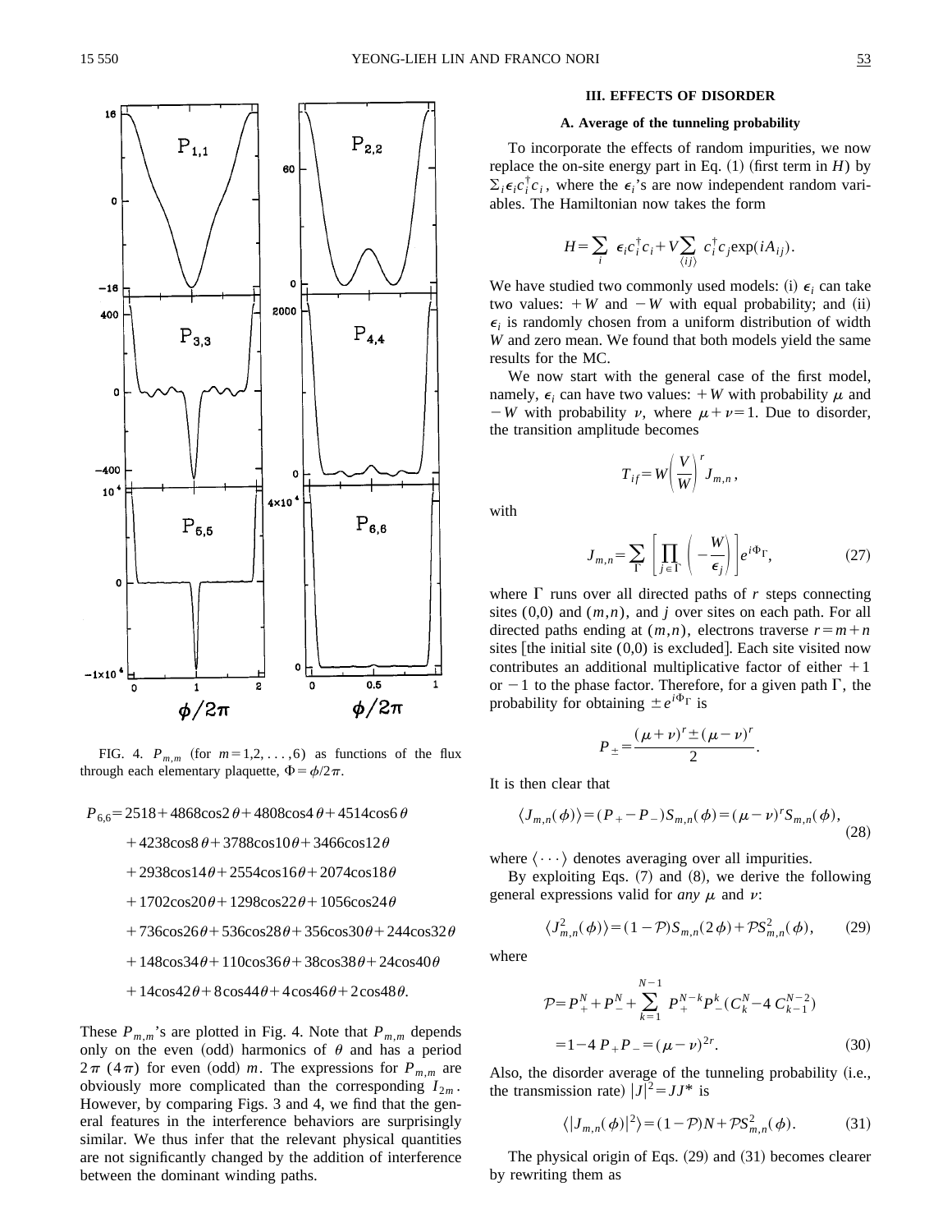P1,1

16

0

−16

P2,2

60

0

P3,3

400

0

−400

P4,4

2000

0

P5,5

$10^4$

0

$-1\times10^4$

P6,6

$4\times10^4$

0

0 1 2

0 0.5 1

$\phi/2\pi$

$\phi/2\pi$

FIG. 4. $P_{m,m}$ (for $m=1,2,\ldots,6$) as functions of the flux through each elementary plaquette, $\Phi=\phi/2\pi$.

$$
\begin{aligned}
P_{6,6}=&\,2518+4868\cos2\theta+4808\cos4\theta+4514\cos6\theta\\
&+4238\cos8\theta+3788\cos10\theta+3466\cos12\theta\\
&+2938\cos14\theta+2554\cos16\theta+2074\cos18\theta\\
&+1702\cos20\theta+1298\cos22\theta+1056\cos24\theta\\
&+736\cos26\theta+536\cos28\theta+356\cos30\theta+244\cos32\theta\\
&+148\cos34\theta+110\cos36\theta+38\cos38\theta+24\cos40\theta\\
&+14\cos42\theta+8\cos44\theta+4\cos46\theta+2\cos48\theta.
\end{aligned}
$$

These $P_{m,m}$'s are plotted in Fig. 4. Note that $P_{m,m}$ depends only on the even (odd) harmonics of $\theta$ and has a period $2\pi$ ($4\pi$) for even (odd) $m$. The expressions for $P_{m,m}$ are obviously more complicated than the corresponding $I_{2m}$. However, by comparing Figs. 3 and 4, we find that the general features in the interference behaviors are surprisingly similar. We thus infer that the relevant physical quantities are not significantly changed by the addition of interference between the dominant winding paths.

## III. EFFECTS OF DISORDER

### A. Average of the tunneling probability

To incorporate the effects of random impurities, we now replace the on-site energy part in Eq. (1) (first term in $H$) by $\sum_i \epsilon_i c_i^\dagger c_i$, where the $\epsilon_i$'s are now independent random variables. The Hamiltonian now takes the form

$$
H=\sum_i \epsilon_i c_i^\dagger c_i + V\sum_{\langle ij\rangle} c_i^\dagger c_j \exp(iA_{ij}).
$$

We have studied two commonly used models: (i) $\epsilon_i$ can take two values: $+W$ and $-W$ with equal probability; and (ii) $\epsilon_i$ is randomly chosen from a uniform distribution of width $W$ and zero mean. We found that both models yield the same results for the MC.

We now start with the general case of the first model, namely, $\epsilon_i$ can have two values: $+W$ with probability $\mu$ and $-W$ with probability $\nu$, where $\mu+\nu=1$. Due to disorder, the transition amplitude becomes

$$
T_{if}=W\left(\frac{V}{W}\right)^r J_{m,n},
$$

with

$$
J_{m,n}=\sum_\Gamma \left[\prod_{j\in\Gamma}\left(-\frac{W}{\epsilon_j}\right)\right]e^{i\Phi_\Gamma}, \tag{27}
$$

where $\Gamma$ runs over all directed paths of $r$ steps connecting sites $(0,0)$ and $(m,n)$, and $j$ over sites on each path. For all directed paths ending at $(m,n)$, electrons traverse $r=m+n$ sites [the initial site $(0,0)$ is excluded]. Each site visited now contributes an additional multiplicative factor of either $+1$ or $-1$ to the phase factor. Therefore, for a given path $\Gamma$, the probability for obtaining $\pm e^{i\Phi_\Gamma}$ is

$$
P_\pm=\frac{(\mu+\nu)^r\pm(\mu-\nu)^r}{2}.
$$

It is then clear that

$$
\langle J_{m,n}(\phi)\rangle=(P_+-P_-)S_{m,n}(\phi)=(\mu-\nu)^r S_{m,n}(\phi), \tag{28}
$$

where $\langle\cdots\rangle$ denotes averaging over all impurities.

By exploiting Eqs. (7) and (8), we derive the following general expressions valid for *any* $\mu$ and $\nu$:

$$
\langle J_{m,n}^2(\phi)\rangle=(1-\mathcal{P})S_{m,n}(2\phi)+\mathcal{P}S_{m,n}^2(\phi), \tag{29}
$$

where

$$
\begin{aligned}
\mathcal{P}&=P_+^N+P_-^N+\sum_{k=1}^{N-1}P_+^{N-k}P_-^k\left(C_k^N-4\,C_{k-1}^{N-2}\right)\\
&=1-4\,P_+P_-=(\mu-\nu)^{2r}.
\end{aligned} \tag{30}
$$

Also, the disorder average of the tunneling probability (i.e., the transmission rate) $|J|^2=JJ^*$ is

$$
\langle|J_{m,n}(\phi)|^2\rangle=(1-\mathcal{P})N+\mathcal{P}S_{m,n}^2(\phi). \tag{31}
$$

The physical origin of Eqs. (29) and (31) becomes clearer by rewriting them as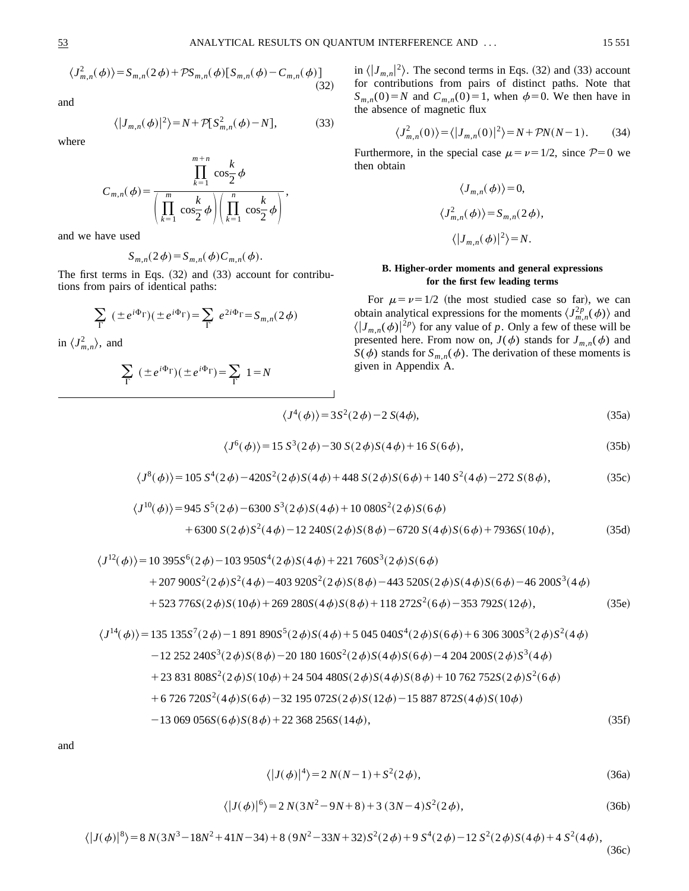$$\langle J^2_{m,n}(\phi)\rangle = S_{m,n}(2\phi) + \mathcal{P} S_{m,n}(\phi)[S_{m,n}(\phi) - C_{m,n}(\phi)] \tag{32}$$

and

$$\langle |J_{m,n}(\phi)|^2\rangle = N + \mathcal{P}[S^2_{m,n}(\phi) - N], \tag{33}$$

where

$$C_{m,n}(\phi) = \frac{\prod_{k=1}^{m+n} \cos\frac{k}{2}\phi}{\left(\prod_{k=1}^{m} \cos\frac{k}{2}\phi\right)\left(\prod_{k=1}^{n} \cos\frac{k}{2}\phi\right)},$$

and we have used

$$S_{m,n}(2\phi) = S_{m,n}(\phi) C_{m,n}(\phi).$$

The first terms in Eqs. (32) and (33) account for contributions from pairs of identical paths:

$$\sum_{\Gamma} (\pm e^{i\Phi_\Gamma})(\pm e^{i\Phi_\Gamma}) = \sum_{\Gamma} e^{2i\Phi_\Gamma} = S_{m,n}(2\phi)$$

in $\langle J^2_{m,n}\rangle$, and

$$\sum_{\Gamma} (\pm e^{i\Phi_\Gamma})(\pm e^{i\Phi_\Gamma}) = \sum_{\Gamma} 1 = N$$

in $\langle |J_{m,n}|^2\rangle$. The second terms in Eqs. (32) and (33) account for contributions from pairs of distinct paths. Note that $S_{m,n}(0) = N$ and $C_{m,n}(0) = 1$, when $\phi = 0$. We then have in the absence of magnetic flux

$$\langle J^2_{m,n}(0)\rangle = \langle |J_{m,n}(0)|^2\rangle = N + \mathcal{P}N(N-1). \tag{34}$$

Furthermore, in the special case $\mu = \nu = 1/2$, since $\mathcal{P} = 0$ we then obtain

$$\langle J_{m,n}(\phi)\rangle = 0,$$

$$\langle J^2_{m,n}(\phi)\rangle = S_{m,n}(2\phi),$$

$$\langle |J_{m,n}(\phi)|^2\rangle = N.$$

### B. Higher-order moments and general expressions for the first few leading terms

For $\mu = \nu = 1/2$ (the most studied case so far), we can obtain analytical expressions for the moments $\langle J^{2p}_{m,n}(\phi)\rangle$ and $\langle |J_{m,n}(\phi)|^{2p}\rangle$ for any value of $p$. Only a few of these will be presented here. From now on, $J(\phi)$ stands for $J_{m,n}(\phi)$ and $S(\phi)$ stands for $S_{m,n}(\phi)$. The derivation of these moments is given in Appendix A.

$$\langle J^4(\phi)\rangle = 3S^2(2\phi) - 2\,S(4\phi), \tag{35a}$$

$$\langle J^6(\phi)\rangle = 15\,S^3(2\phi) - 30\,S(2\phi)S(4\phi) + 16\,S(6\phi), \tag{35b}$$

$$\langle J^8(\phi)\rangle = 105\,S^4(2\phi) - 420S^2(2\phi)S(4\phi) + 448\,S(2\phi)S(6\phi) + 140\,S^2(4\phi) - 272\,S(8\phi), \tag{35c}$$

$$\begin{aligned}\langle J^{10}(\phi)\rangle = {} & 945\,S^5(2\phi) - 6300\,S^3(2\phi)S(4\phi) + 10\,080S^2(2\phi)S(6\phi) \\ & + 6300\,S(2\phi)S^2(4\phi) - 12\,240S(2\phi)S(8\phi) - 6720\,S(4\phi)S(6\phi) + 7936S(10\phi),\end{aligned} \tag{35d}$$

$$\begin{aligned}\langle J^{12}(\phi)\rangle = {} & 10\,395S^6(2\phi) - 103\,950S^4(2\phi)S(4\phi) + 221\,760S^3(2\phi)S(6\phi) \\ & + 207\,900S^2(2\phi)S^2(4\phi) - 403\,920S^2(2\phi)S(8\phi) - 443\,520S(2\phi)S(4\phi)S(6\phi) - 46\,200S^3(4\phi) \\ & + 523\,776S(2\phi)S(10\phi) + 269\,280S(4\phi)S(8\phi) + 118\,272S^2(6\phi) - 353\,792S(12\phi),\end{aligned} \tag{35e}$$

$$\begin{aligned}\langle J^{14}(\phi)\rangle = {} & 135\,135S^7(2\phi) - 1\,891\,890S^5(2\phi)S(4\phi) + 5\,045\,040S^4(2\phi)S(6\phi) + 6\,306\,300S^3(2\phi)S^2(4\phi) \\ & - 12\,252\,240S^3(2\phi)S(8\phi) - 20\,180\,160S^2(2\phi)S(4\phi)S(6\phi) - 4\,204\,200S(2\phi)S^3(4\phi) \\ & + 23\,831\,808S^2(2\phi)S(10\phi) + 24\,504\,480S(2\phi)S(4\phi)S(8\phi) + 10\,762\,752S(2\phi)S^2(6\phi) \\ & + 6\,726\,720S^2(4\phi)S(6\phi) - 32\,195\,072S(2\phi)S(12\phi) - 15\,887\,872S(4\phi)S(10\phi) \\ & - 13\,069\,056S(6\phi)S(8\phi) + 22\,368\,256S(14\phi),\end{aligned} \tag{35f}$$

and

$$\langle |J(\phi)|^4\rangle = 2\,N(N-1) + S^2(2\phi), \tag{36a}$$

$$\langle |J(\phi)|^6\rangle = 2\,N(3N^2 - 9N + 8) + 3\,(3N-4)S^2(2\phi), \tag{36b}$$

$$\langle |J(\phi)|^8\rangle = 8\,N(3N^3 - 18N^2 + 41N - 34) + 8\,(9N^2 - 33N + 32)S^2(2\phi) + 9\,S^4(2\phi) - 12\,S^2(2\phi)S(4\phi) + 4\,S^2(4\phi), \tag{36c}$$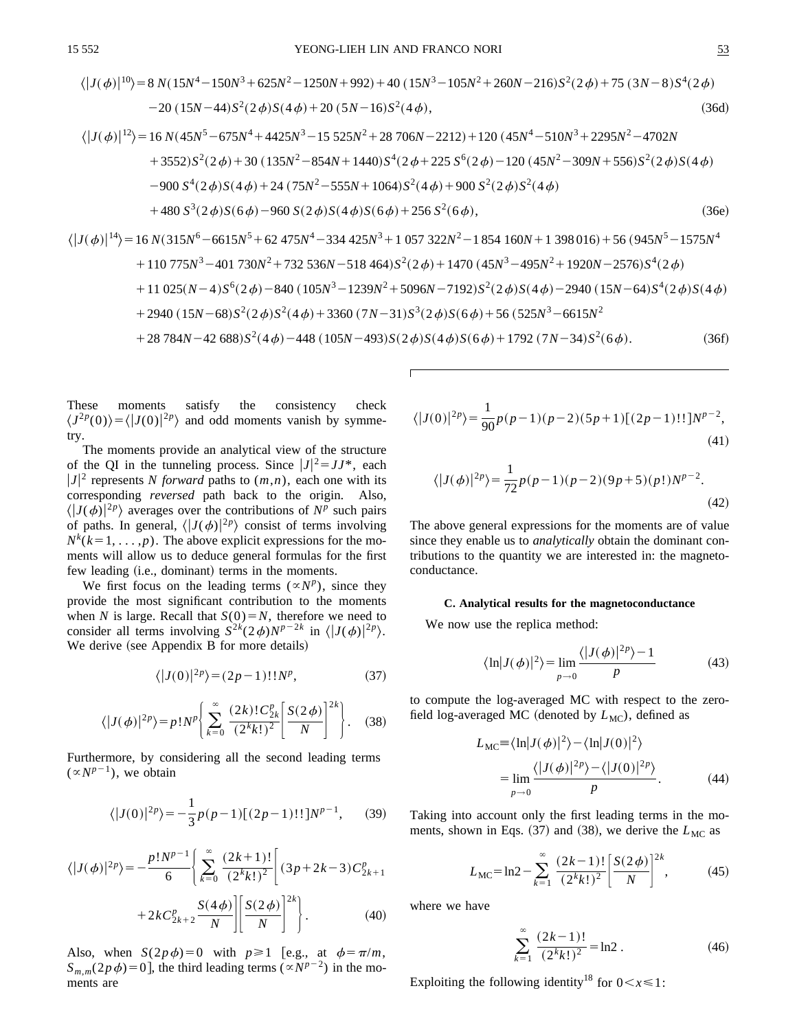$$
\langle |J(\phi)|^{10}\rangle = 8\,N(15N^4-150N^3+625N^2-1250N+992)+40\,(15N^3-105N^2+260N-216)S^2(2\phi)+75\,(3N-8)S^4(2\phi)
$$
$$
-20\,(15N-44)S^2(2\phi)S(4\phi)+20\,(5N-16)S^2(4\phi), \tag{36d}
$$

$$
\langle |J(\phi)|^{12}\rangle = 16\,N(45N^5-675N^4+4425N^3-15\,525N^2+28\,706N-2212)+120\,(45N^4-510N^3+2295N^2-4702N
$$
$$
+3552)S^2(2\phi)+30\,(135N^2-854N+1440)S^4(2\phi+225\,S^6(2\phi)-120\,(45N^2-309N+556)S^2(2\phi)S(4\phi)
$$
$$
-900\,S^4(2\phi)S(4\phi)+24\,(75N^2-555N+1064)S^2(4\phi)+900\,S^2(2\phi)S^2(4\phi)
$$
$$
+480\,S^3(2\phi)S(6\phi)-960\,S(2\phi)S(4\phi)S(6\phi)+256\,S^2(6\phi), \tag{36e}
$$

$$
\langle |J(\phi)|^{14}\rangle = 16\,N(315N^6-6615N^5+62\,475N^4-334\,425N^3+1\,057\,322N^2-1\,854\,160N+1\,398\,016)+56\,(945N^5-1575N^4
$$
$$
+110\,775N^3-401\,730N^2+732\,536N-518\,464)S^2(2\phi)+1470\,(45N^3-495N^2+1920N-2576)S^4(2\phi)
$$
$$
+11\,025(N-4)S^6(2\phi)-840\,(105N^3-1239N^2+5096N-7192)S^2(2\phi)S(4\phi)-2940\,(15N-64)S^4(2\phi)S(4\phi)
$$
$$
+2940\,(15N-68)S^2(2\phi)S^2(4\phi)+3360\,(7N-31)S^3(2\phi)S(6\phi)+56\,(525N^3-6615N^2
$$
$$
+28\,784N-42\,688)S^2(4\phi)-448\,(105N-493)S(2\phi)S(4\phi)S(6\phi)+1792\,(7N-34)S^2(6\phi). \tag{36f}
$$

These moments satisfy the consistency check $\langle J^{2p}(0)\rangle = \langle |J(0)|^{2p}\rangle$ and odd moments vanish by symmetry.

The moments provide an analytical view of the structure of the QI in the tunneling process. Since $|J|^2 = JJ^*$, each $|J|^2$ represents $N$ *forward* paths to $(m,n)$, each one with its corresponding *reversed* path back to the origin. Also, $\langle |J(\phi)|^{2p}\rangle$ averages over the contributions of $N^p$ such pairs of paths. In general, $\langle |J(\phi)|^{2p}\rangle$ consist of terms involving $N^k (k=1,\ldots,p)$. The above explicit expressions for the moments will allow us to deduce general formulas for the first few leading (i.e., dominant) terms in the moments.

We first focus on the leading terms ($\propto N^p$), since they provide the most significant contribution to the moments when $N$ is large. Recall that $S(0)=N$, therefore we need to consider all terms involving $S^{2k}(2\phi)N^{p-2k}$ in $\langle |J(\phi)|^{2p}\rangle$. We derive (see Appendix B for more details)

$$
\langle |J(0)|^{2p}\rangle = (2p-1)!!N^p, \tag{37}
$$

$$
\langle |J(\phi)|^{2p}\rangle = p!N^p\left\{\sum_{k=0}^{\infty}\frac{(2k)!C_{2k}^p}{(2^k k!)^2}\left[\frac{S(2\phi)}{N}\right]^{2k}\right\}. \tag{38}
$$

Furthermore, by considering all the second leading terms ($\propto N^{p-1}$), we obtain

$$
\langle |J(0)|^{2p}\rangle = -\frac{1}{3}p(p-1)[(2p-1)!!]N^{p-1}, \tag{39}
$$

$$
\langle |J(\phi)|^{2p}\rangle = -\frac{p!N^{p-1}}{6}\left\{\sum_{k=0}^{\infty}\frac{(2k+1)!}{(2^k k!)^2}\left[(3p+2k-3)C_{2k+1}^p + 2kC_{2k+2}^p\frac{S(4\phi)}{N}\right]\left[\frac{S(2\phi)}{N}\right]^{2k}\right\}. \tag{40}
$$

Also, when $S(2p\phi)=0$ with $p\geq 1$ [e.g., at $\phi=\pi/m$, $S_{m,m}(2p\phi)=0$], the third leading terms ($\propto N^{p-2}$) in the moments are

$$
\langle |J(0)|^{2p}\rangle = \frac{1}{90}p(p-1)(p-2)(5p+1)[(2p-1)!!]N^{p-2}, \tag{41}
$$

$$
\langle |J(\phi)|^{2p}\rangle = \frac{1}{72}p(p-1)(p-2)(9p+5)(p!)N^{p-2}. \tag{42}
$$

The above general expressions for the moments are of value since they enable us to *analytically* obtain the dominant contributions to the quantity we are interested in: the magnetoconductance.

### C. Analytical results for the magnetoconductance

We now use the replica method:

$$
\langle \ln|J(\phi)|^2\rangle = \lim_{p\to 0}\frac{\langle |J(\phi)|^{2p}\rangle - 1}{p} \tag{43}
$$

to compute the log-averaged MC with respect to the zero-field log-averaged MC (denoted by $L_{\rm MC}$), defined as

$$
L_{\rm MC} \equiv \langle \ln|J(\phi)|^2\rangle - \langle \ln|J(0)|^2\rangle
$$
$$
= \lim_{p\to 0}\frac{\langle |J(\phi)|^{2p}\rangle - \langle |J(0)|^{2p}\rangle}{p}. \tag{44}
$$

Taking into account only the first leading terms in the moments, shown in Eqs. (37) and (38), we derive the $L_{\rm MC}$ as

$$
L_{\rm MC} = \ln 2 - \sum_{k=1}^{\infty}\frac{(2k-1)!}{(2^k k!)^2}\left[\frac{S(2\phi)}{N}\right]^{2k}, \tag{45}
$$

where we have

$$
\sum_{k=1}^{\infty}\frac{(2k-1)!}{(2^k k!)^2} = \ln 2\,. \tag{46}
$$

Exploiting the following identity[18] for $0<x\leq 1$: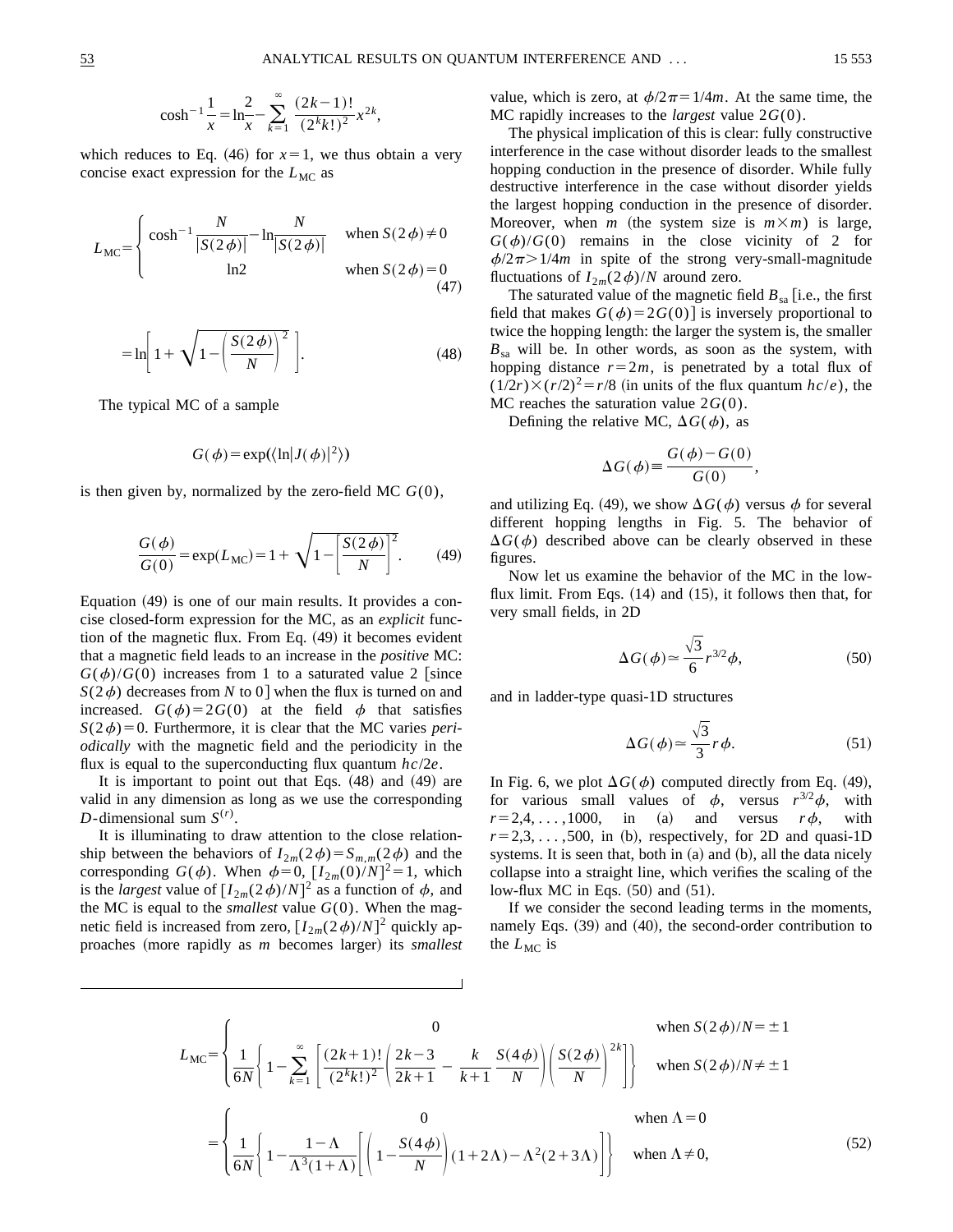$$\cosh^{-1}\frac{1}{x}=\ln\frac{2}{x}-\sum_{k=1}^{\infty}\frac{(2k-1)!}{(2^k k!)^2}x^{2k},$$

which reduces to Eq. (46) for $x=1$, we thus obtain a very concise exact expression for the $L_{\rm MC}$ as

$$L_{\rm MC}=\begin{cases}\cosh^{-1}\dfrac{N}{|S(2\phi)|}-\ln\dfrac{N}{|S(2\phi)|} & \text{when } S(2\phi)\neq 0\\ \ln 2 & \text{when } S(2\phi)=0\end{cases} \tag{47}$$

$$=\ln\left[1+\sqrt{1-\left(\frac{S(2\phi)}{N}\right)^2}\,\right]. \tag{48}$$

The typical MC of a sample

$$G(\phi)=\exp(\langle \ln|J(\phi)|^2\rangle)$$

is then given by, normalized by the zero-field MC $G(0)$,

$$\frac{G(\phi)}{G(0)}=\exp(L_{\rm MC})=1+\sqrt{1-\left[\frac{S(2\phi)}{N}\right]^2}. \tag{49}$$

Equation (49) is one of our main results. It provides a concise closed-form expression for the MC, as an *explicit* function of the magnetic flux. From Eq. (49) it becomes evident that a magnetic field leads to an increase in the *positive* MC: $G(\phi)/G(0)$ increases from 1 to a saturated value 2 [since $S(2\phi)$ decreases from $N$ to 0] when the flux is turned on and increased. $G(\phi)=2G(0)$ at the field $\phi$ that satisfies $S(2\phi)=0$. Furthermore, it is clear that the MC varies *periodically* with the magnetic field and the periodicity in the flux is equal to the superconducting flux quantum $hc/2e$.

It is important to point out that Eqs. (48) and (49) are valid in any dimension as long as we use the corresponding $D$-dimensional sum $S^{(r)}$.

It is illuminating to draw attention to the close relationship between the behaviors of $I_{2m}(2\phi)=S_{m,m}(2\phi)$ and the corresponding $G(\phi)$. When $\phi=0$, $[I_{2m}(0)/N]^2=1$, which is the *largest* value of $[I_{2m}(2\phi)/N]^2$ as a function of $\phi$, and the MC is equal to the *smallest* value $G(0)$. When the magnetic field is increased from zero, $[I_{2m}(2\phi)/N]^2$ quickly approaches (more rapidly as $m$ becomes larger) its *smallest* value, which is zero, at $\phi/2\pi=1/4m$. At the same time, the MC rapidly increases to the *largest* value $2G(0)$.

The physical implication of this is clear: fully constructive interference in the case without disorder leads to the smallest hopping conduction in the presence of disorder. While fully destructive interference in the case without disorder yields the largest hopping conduction in the presence of disorder. Moreover, when $m$ (the system size is $m\times m$) is large, $G(\phi)/G(0)$ remains in the close vicinity of 2 for $\phi/2\pi>1/4m$ in spite of the strong very-small-magnitude fluctuations of $I_{2m}(2\phi)/N$ around zero.

The saturated value of the magnetic field $B_{\rm sa}$ [i.e., the first field that makes $G(\phi)=2G(0)$] is inversely proportional to twice the hopping length: the larger the system is, the smaller $B_{\rm sa}$ will be. In other words, as soon as the system, with hopping distance $r=2m$, is penetrated by a total flux of $(1/2r)\times(r/2)^2=r/8$ (in units of the flux quantum $hc/e$), the MC reaches the saturation value $2G(0)$.

Defining the relative MC, $\Delta G(\phi)$, as

$$\Delta G(\phi)\equiv\frac{G(\phi)-G(0)}{G(0)},$$

and utilizing Eq. (49), we show $\Delta G(\phi)$ versus $\phi$ for several different hopping lengths in Fig. 5. The behavior of $\Delta G(\phi)$ described above can be clearly observed in these figures.

Now let us examine the behavior of the MC in the low-flux limit. From Eqs. (14) and (15), it follows then that, for very small fields, in 2D

$$\Delta G(\phi)\simeq\frac{\sqrt{3}}{6}r^{3/2}\phi, \tag{50}$$

and in ladder-type quasi-1D structures

$$\Delta G(\phi)\simeq\frac{\sqrt{3}}{3}r\phi. \tag{51}$$

In Fig. 6, we plot $\Delta G(\phi)$ computed directly from Eq. (49), for various small values of $\phi$, versus $r^{3/2}\phi$, with $r=2,4,\ldots,1000$, in (a) and versus $r\phi$, with $r=2,3,\ldots,500$, in (b), respectively, for 2D and quasi-1D systems. It is seen that, both in (a) and (b), all the data nicely collapse into a straight line, which verifies the scaling of the low-flux MC in Eqs. (50) and (51).

If we consider the second leading terms in the moments, namely Eqs. (39) and (40), the second-order contribution to the $L_{\rm MC}$ is

$$L_{\rm MC}=\begin{cases}0 & \text{when } S(2\phi)/N=\pm 1\\ \dfrac{1}{6N}\left\{1-\displaystyle\sum_{k=1}^{\infty}\left[\frac{(2k+1)!}{(2^k k!)^2}\left(\frac{2k-3}{2k+1}-\frac{k}{k+1}\frac{S(4\phi)}{N}\right)\left(\frac{S(2\phi)}{N}\right)^{2k}\right]\right\} & \text{when } S(2\phi)/N\neq\pm 1\end{cases}$$

$$=\begin{cases}0 & \text{when } \Lambda=0\\ \dfrac{1}{6N}\left\{1-\dfrac{1-\Lambda}{\Lambda^3(1+\Lambda)}\left[\left(1-\dfrac{S(4\phi)}{N}\right)(1+2\Lambda)-\Lambda^2(2+3\Lambda)\right]\right\} & \text{when } \Lambda\neq 0,\end{cases} \tag{52}$$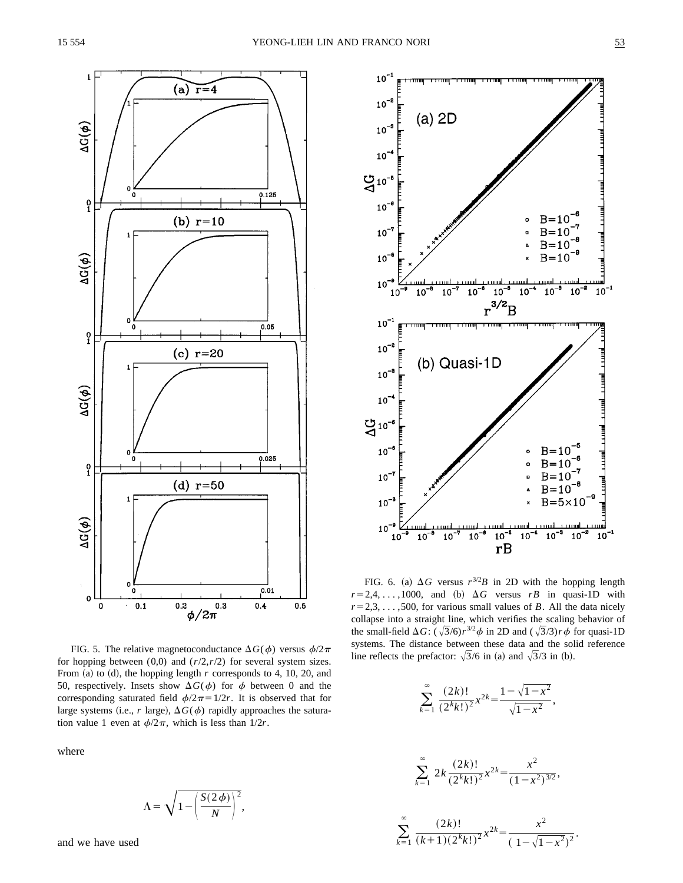(a) r=4

(b) r=10

(c) r=20

(d) r=50

$\Delta G(\phi)$

$\phi/2\pi$

0 0.1 0.2 0.3 0.4 0.5

0.125

0.05

0.025

0.01

FIG. 5. The relative magnetoconductance $\Delta G(\phi)$ versus $\phi/2\pi$ for hopping between (0,0) and $(r/2,r/2)$ for several system sizes. From (a) to (d), the hopping length $r$ corresponds to 4, 10, 20, and 50, respectively. Insets show $\Delta G(\phi)$ for $\phi$ between 0 and the corresponding saturated field $\phi/2\pi = 1/2r$. It is observed that for large systems (i.e., $r$ large), $\Delta G(\phi)$ rapidly approaches the saturation value 1 even at $\phi/2\pi$, which is less than $1/2r$.

(a) 2D

$\Delta G$

$r^{3/2}B$

$B=10^{-6}$
$B=10^{-7}$
$B=10^{-8}$
$B=10^{-9}$

(b) Quasi-1D

$\Delta G$

rB

$B=10^{-5}$
$B=10^{-6}$
$B=10^{-7}$
$B=10^{-8}$
$B=5\times10^{-9}$

FIG. 6. (a) $\Delta G$ versus $r^{3/2}B$ in 2D with the hopping length $r=2,4,\ldots,1000$, and (b) $\Delta G$ versus $rB$ in quasi-1D with $r=2,3,\ldots,500$, for various small values of $B$. All the data nicely collapse into a straight line, which verifies the scaling behavior of the small-field $\Delta G$: $(\sqrt{3}/6)r^{3/2}\phi$ in 2D and $(\sqrt{3}/3)r\phi$ for quasi-1D systems. The distance between these data and the solid reference line reflects the prefactor: $\sqrt{3}/6$ in (a) and $\sqrt{3}/3$ in (b).

where

$$\Lambda = \sqrt{1-\left(\frac{S(2\phi)}{N}\right)^2},$$

and we have used

$$\sum_{k=1}^{\infty} \frac{(2k)!}{(2^k k!)^2} x^{2k} = \frac{1-\sqrt{1-x^2}}{\sqrt{1-x^2}},$$

$$\sum_{k=1}^{\infty} 2k\frac{(2k)!}{(2^k k!)^2} x^{2k} = \frac{x^2}{(1-x^2)^{3/2}},$$

$$\sum_{k=1}^{\infty} \frac{(2k)!}{(k+1)(2^k k!)^2} x^{2k} = \frac{x^2}{(1-\sqrt{1-x^2})^2}.$$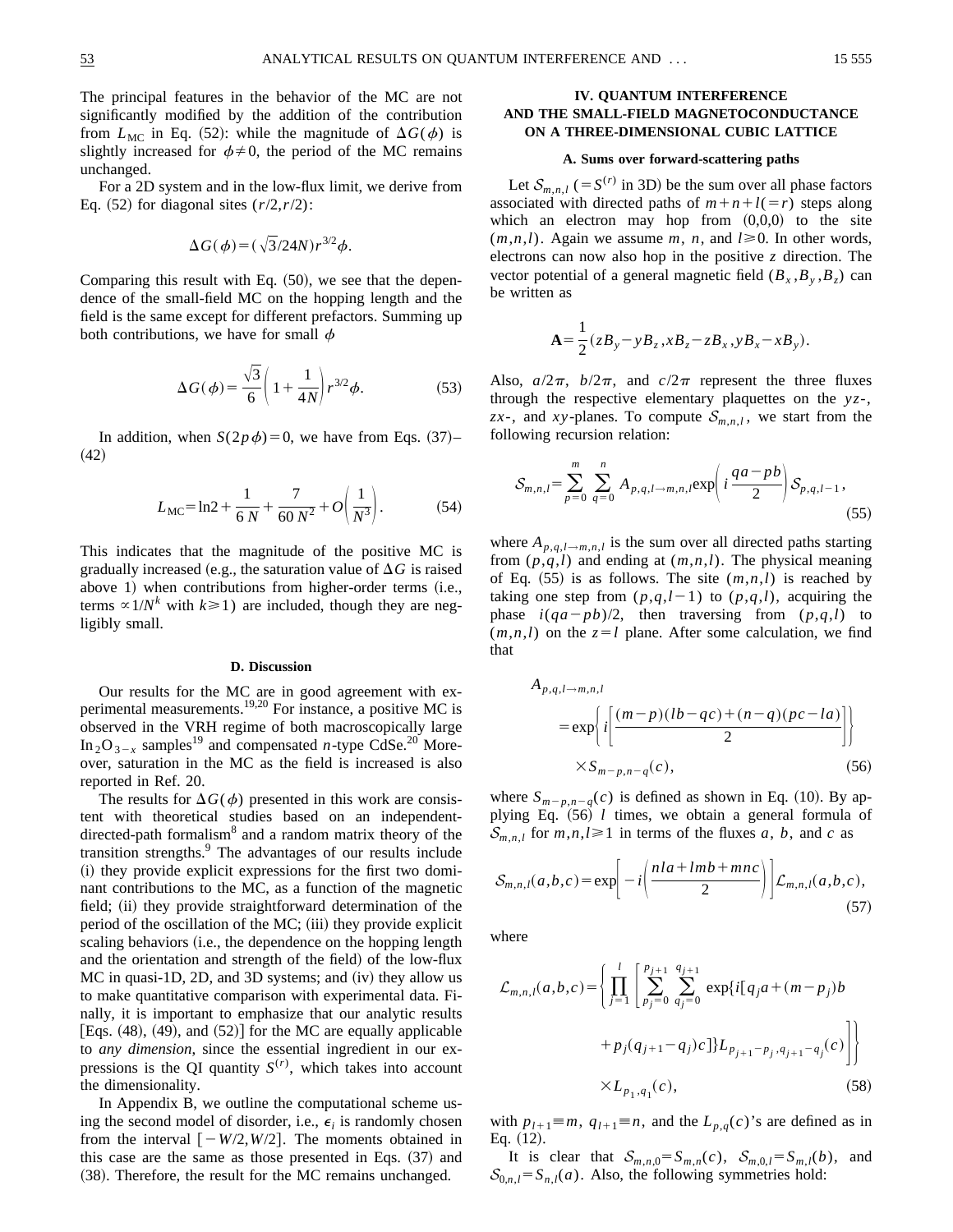The principal features in the behavior of the MC are not significantly modified by the addition of the contribution from $L_{\rm MC}$ in Eq. (52): while the magnitude of $\Delta G(\phi)$ is slightly increased for $\phi \neq 0$, the period of the MC remains unchanged.

For a 2D system and in the low-flux limit, we derive from Eq. (52) for diagonal sites $(r/2,r/2)$:

$$\Delta G(\phi) = (\sqrt{3}/24N) r^{3/2} \phi.$$

Comparing this result with Eq. (50), we see that the dependence of the small-field MC on the hopping length and the field is the same except for different prefactors. Summing up both contributions, we have for small $\phi$

$$\Delta G(\phi) = \frac{\sqrt{3}}{6}\left(1 + \frac{1}{4N}\right) r^{3/2} \phi. \tag{53}$$

In addition, when $S(2p\phi)=0$, we have from Eqs. (37)–(42)

$$L_{\rm MC} = \ln 2 + \frac{1}{6\,N} + \frac{7}{60\,N^2} + O\left(\frac{1}{N^3}\right). \tag{54}$$

This indicates that the magnitude of the positive MC is gradually increased (e.g., the saturation value of $\Delta G$ is raised above 1) when contributions from higher-order terms (i.e., terms $\propto 1/N^k$ with $k \geq 1$) are included, though they are negligibly small.

#### D. Discussion

Our results for the MC are in good agreement with experimental measurements.[19,20] For instance, a positive MC is observed in the VRH regime of both macroscopically large $In_2O_{3-x}$ samples[19] and compensated $n$-type CdSe.[20] Moreover, saturation in the MC as the field is increased is also reported in Ref. 20.

The results for $\Delta G(\phi)$ presented in this work are consistent with theoretical studies based on an independent-directed-path formalism[8] and a random matrix theory of the transition strengths.[9] The advantages of our results include (i) they provide explicit expressions for the first two dominant contributions to the MC, as a function of the magnetic field; (ii) they provide straightforward determination of the period of the oscillation of the MC; (iii) they provide explicit scaling behaviors (i.e., the dependence on the hopping length and the orientation and strength of the field) of the low-flux MC in quasi-1D, 2D, and 3D systems; and (iv) they allow us to make quantitative comparison with experimental data. Finally, it is important to emphasize that our analytic results [Eqs. (48), (49), and (52)] for the MC are equally applicable to *any dimension*, since the essential ingredient in our expressions is the QI quantity $S^{(r)}$, which takes into account the dimensionality.

In Appendix B, we outline the computational scheme using the second model of disorder, i.e., $\epsilon_i$ is randomly chosen from the interval $[-W/2,W/2]$. The moments obtained in this case are the same as those presented in Eqs. (37) and (38). Therefore, the result for the MC remains unchanged.

### IV. QUANTUM INTERFERENCE AND THE SMALL-FIELD MAGNETOCONDUCTANCE ON A THREE-DIMENSIONAL CUBIC LATTICE

#### A. Sums over forward-scattering paths

Let $\mathcal{S}_{m,n,l}$ $(=S^{(r)}$ in 3D) be the sum over all phase factors associated with directed paths of $m+n+l(=r)$ steps along which an electron may hop from (0,0,0) to the site $(m,n,l)$. Again we assume $m$, $n$, and $l \geq 0$. In other words, electrons can now also hop in the positive $z$ direction. The vector potential of a general magnetic field $(B_x,B_y,B_z)$ can be written as

$$\mathbf{A} = \frac{1}{2}(zB_y - yB_z, xB_z - zB_x, yB_x - xB_y).$$

Also, $a/2\pi$, $b/2\pi$, and $c/2\pi$ represent the three fluxes through the respective elementary plaquettes on the $yz$-, $zx$-, and $xy$-planes. To compute $\mathcal{S}_{m,n,l}$, we start from the following recursion relation:

$$\mathcal{S}_{m,n,l} = \sum_{p=0}^{m}\sum_{q=0}^{n} A_{p,q,l\to m,n,l} \exp\left(i\,\frac{qa-pb}{2}\right)\mathcal{S}_{p,q,l-1}, \tag{55}$$

where $A_{p,q,l\to m,n,l}$ is the sum over all directed paths starting from $(p,q,l)$ and ending at $(m,n,l)$. The physical meaning of Eq. (55) is as follows. The site $(m,n,l)$ is reached by taking one step from $(p,q,l-1)$ to $(p,q,l)$, acquiring the phase $i(qa-pb)/2$, then traversing from $(p,q,l)$ to $(m,n,l)$ on the $z=l$ plane. After some calculation, we find that

$$\begin{aligned} A_{p,q,l\to m,n,l} &= \exp\left\{ i\left[\frac{(m-p)(lb-qc)+(n-q)(pc-la)}{2}\right]\right\} \\ &\quad \times S_{m-p,n-q}(c), \end{aligned} \tag{56}$$

where $S_{m-p,n-q}(c)$ is defined as shown in Eq. (10). By applying Eq. (56) $l$ times, we obtain a general formula of $\mathcal{S}_{m,n,l}$ for $m,n,l \geq 1$ in terms of the fluxes $a$, $b$, and $c$ as

$$\mathcal{S}_{m,n,l}(a,b,c) = \exp\left[-i\left(\frac{nla+lmb+mnc}{2}\right)\right]\mathcal{L}_{m,n,l}(a,b,c), \tag{57}$$

where

$$\begin{aligned} \mathcal{L}_{m,n,l}(a,b,c) = \Bigg\{ \prod_{j=1}^{l} \Bigg[ \sum_{p_j=0}^{p_{j+1}} \sum_{q_j=0}^{q_{j+1}} & \exp\{i[q_j a + (m-p_j)b \\ & + p_j(q_{j+1}-q_j)c]\} L_{p_{j+1}-p_j,\,q_{j+1}-q_j}(c)\Bigg]\Bigg\} \\ & \times L_{p_1,q_1}(c), \end{aligned} \tag{58}$$

with $p_{l+1} \equiv m$, $q_{l+1} \equiv n$, and the $L_{p,q}(c)$'s are defined as in Eq. (12).

It is clear that $\mathcal{S}_{m,n,0} = S_{m,n}(c)$, $\mathcal{S}_{m,0,l} = S_{m,l}(b)$, and $\mathcal{S}_{0,n,l} = S_{n,l}(a)$. Also, the following symmetries hold: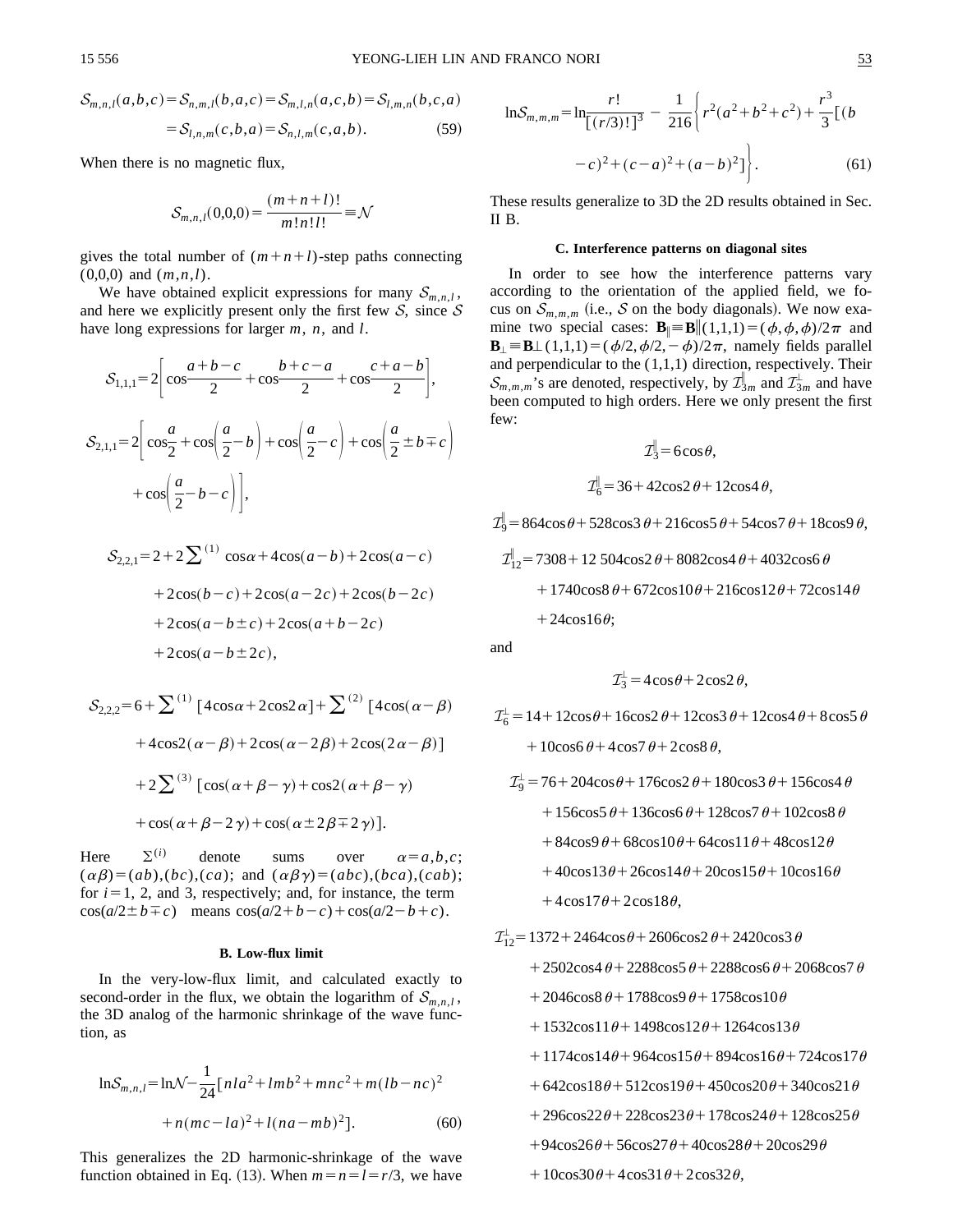$$\mathcal{S}_{m,n,l}(a,b,c)=\mathcal{S}_{n,m,l}(b,a,c)=\mathcal{S}_{m,l,n}(a,c,b)=\mathcal{S}_{l,m,n}(b,c,a)$$
$$=\mathcal{S}_{l,n,m}(c,b,a)=\mathcal{S}_{n,l,m}(c,a,b). \tag{59}$$

When there is no magnetic flux,

$$\mathcal{S}_{m,n,l}(0,0,0)=\frac{(m+n+l)!}{m!n!l!}\equiv\mathcal{N}$$

gives the total number of $(m+n+l)$-step paths connecting $(0,0,0)$ and $(m,n,l)$.

We have obtained explicit expressions for many $\mathcal{S}_{m,n,l}$, and here we explicitly present only the first few $\mathcal{S}$, since $\mathcal{S}$ have long expressions for larger $m$, $n$, and $l$.

$$\mathcal{S}_{1,1,1}=2\left[\cos\frac{a+b-c}{2}+\cos\frac{b+c-a}{2}+\cos\frac{c+a-b}{2}\right],$$

$$\mathcal{S}_{2,1,1}=2\left[\cos\frac{a}{2}+\cos\left(\frac{a}{2}-b\right)+\cos\left(\frac{a}{2}-c\right)+\cos\left(\frac{a}{2}\pm b\mp c\right)+\cos\left(\frac{a}{2}-b-c\right)\right],$$

$$\mathcal{S}_{2,2,1}=2+2\sum{}^{(1)}\cos\alpha+4\cos(a-b)+2\cos(a-c)+2\cos(b-c)+2\cos(a-2c)+2\cos(b-2c)+2\cos(a-b\pm c)+2\cos(a+b-2c)+2\cos(a-b\pm 2c),$$

$$\mathcal{S}_{2,2,2}=6+\sum{}^{(1)}[4\cos\alpha+2\cos 2\alpha]+\sum{}^{(2)}[4\cos(\alpha-\beta)+4\cos 2(\alpha-\beta)+2\cos(\alpha-2\beta)+2\cos(2\alpha-\beta)]+2\sum{}^{(3)}[\cos(\alpha+\beta-\gamma)+\cos 2(\alpha+\beta-\gamma)+\cos(\alpha+\beta-2\gamma)+\cos(\alpha\pm 2\beta\mp 2\gamma)].$$

Here $\Sigma^{(i)}$ denote sums over $\alpha=a,b,c$; $(\alpha\beta)=(ab),(bc),(ca)$; and $(\alpha\beta\gamma)=(abc),(bca),(cab)$; for $i=1$, 2, and 3, respectively; and, for instance, the term $\cos(a/2\pm b\mp c)$ means $\cos(a/2+b-c)+\cos(a/2-b+c)$.

### B. Low-flux limit

In the very-low-flux limit, and calculated exactly to second-order in the flux, we obtain the logarithm of $\mathcal{S}_{m,n,l}$, the 3D analog of the harmonic shrinkage of the wave function, as

$$\ln\mathcal{S}_{m,n,l}=\ln\mathcal{N}-\frac{1}{24}[nla^2+lmb^2+mnc^2+m(lb-nc)^2+n(mc-la)^2+l(na-mb)^2]. \tag{60}$$

This generalizes the 2D harmonic-shrinkage of the wave function obtained in Eq. (13). When $m=n=l=r/3$, we have

$$\ln\mathcal{S}_{m,m,m}=\ln\frac{r!}{[(r/3)!]^3}-\frac{1}{216}\left\{r^2(a^2+b^2+c^2)+\frac{r^3}{3}[(b-c)^2+(c-a)^2+(a-b)^2]\right\}. \tag{61}$$

These results generalize to 3D the 2D results obtained in Sec. II B.

### C. Interference patterns on diagonal sites

In order to see how the interference patterns vary according to the orientation of the applied field, we focus on $\mathcal{S}_{m,m,m}$ (i.e., $\mathcal{S}$ on the body diagonals). We now examine two special cases: $\mathbf{B}_{\parallel}\equiv\mathbf{B}\|(1,1,1)=(\phi,\phi,\phi)/2\pi$ and $\mathbf{B}_{\perp}\equiv\mathbf{B}\perp(1,1,1)=(\phi/2,\phi/2,-\phi)/2\pi$, namely fields parallel and perpendicular to the $(1,1,1)$ direction, respectively. Their $\mathcal{S}_{m,m,m}$'s are denoted, respectively, by $\mathcal{I}_{3m}^{\parallel}$ and $\mathcal{I}_{3m}^{\perp}$ and have been computed to high orders. Here we only present the first few:

$$\mathcal{I}_3^{\parallel}=6\cos\theta,$$

$$\mathcal{I}_6^{\parallel}=36+42\cos 2\theta+12\cos 4\theta,$$

$$\mathcal{I}_9^{\parallel}=864\cos\theta+528\cos 3\theta+216\cos 5\theta+54\cos 7\theta+18\cos 9\theta,$$

$$\mathcal{I}_{12}^{\parallel}=7308+12\,504\cos 2\theta+8082\cos 4\theta+4032\cos 6\theta+1740\cos 8\theta+672\cos 10\theta+216\cos 12\theta+72\cos 14\theta+24\cos 16\theta;$$

and

$$\mathcal{I}_3^{\perp}=4\cos\theta+2\cos 2\theta,$$

$$\mathcal{I}_6^{\perp}=14+12\cos\theta+16\cos 2\theta+12\cos 3\theta+12\cos 4\theta+8\cos 5\theta+10\cos 6\theta+4\cos 7\theta+2\cos 8\theta,$$

$$\mathcal{I}_9^{\perp}=76+204\cos\theta+176\cos 2\theta+180\cos 3\theta+156\cos 4\theta+156\cos 5\theta+136\cos 6\theta+128\cos 7\theta+102\cos 8\theta+84\cos 9\theta+68\cos 10\theta+64\cos 11\theta+48\cos 12\theta+40\cos 13\theta+26\cos 14\theta+20\cos 15\theta+10\cos 16\theta+4\cos 17\theta+2\cos 18\theta,$$

$$\mathcal{I}_{12}^{\perp}=1372+2464\cos\theta+2606\cos 2\theta+2420\cos 3\theta+2502\cos 4\theta+2288\cos 5\theta+2288\cos 6\theta+2068\cos 7\theta+2046\cos 8\theta+1788\cos 9\theta+1758\cos 10\theta+1532\cos 11\theta+1498\cos 12\theta+1264\cos 13\theta+1174\cos 14\theta+964\cos 15\theta+894\cos 16\theta+724\cos 17\theta+642\cos 18\theta+512\cos 19\theta+450\cos 20\theta+340\cos 21\theta+296\cos 22\theta+228\cos 23\theta+178\cos 24\theta+128\cos 25\theta+94\cos 26\theta+56\cos 27\theta+40\cos 28\theta+20\cos 29\theta+10\cos 30\theta+4\cos 31\theta+2\cos 32\theta,$$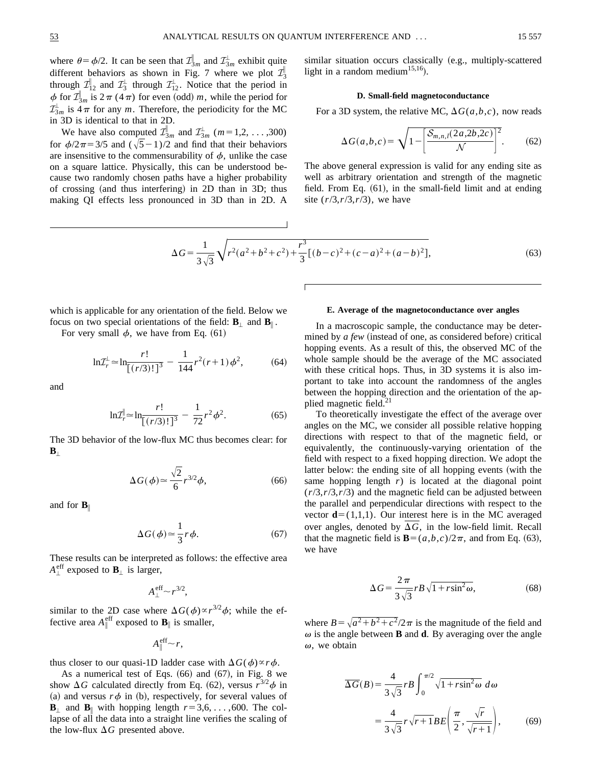where $\theta=\phi/2$. It can be seen that $\mathcal{I}_{3m}^{\parallel}$ and $\mathcal{I}_{3m}^{\perp}$ exhibit quite different behaviors as shown in Fig. 7 where we plot $\mathcal{I}_{3}^{\parallel}$ through $\mathcal{I}_{12}^{\parallel}$ and $\mathcal{I}_{3}^{\perp}$ through $\mathcal{I}_{12}^{\perp}$. Notice that the period in $\phi$ for $\mathcal{I}_{3m}^{\parallel}$ is $2\pi$ $(4\pi)$ for even (odd) $m$, while the period for $\mathcal{I}_{3m}^{\perp}$ is $4\pi$ for any $m$. Therefore, the periodicity for the MC in 3D is identical to that in 2D.

We have also computed $\mathcal{I}_{3m}^{\parallel}$ and $\mathcal{I}_{3m}^{\perp}$ $(m=1,2,\ldots,300)$ for $\phi/2\pi=3/5$ and $(\sqrt{5}-1)/2$ and find that their behaviors are insensitive to the commensurability of $\phi$, unlike the case on a square lattice. Physically, this can be understood because two randomly chosen paths have a higher probability of crossing (and thus interfering) in 2D than in 3D; thus making QI effects less pronounced in 3D than in 2D. A similar situation occurs classically (e.g., multiply-scattered light in a random medium[15,16]).

### D. Small-field magnetoconductance

For a 3D system, the relative MC, $\Delta G(a,b,c)$, now reads

$$\Delta G(a,b,c)=\sqrt{1-\left[\frac{\mathcal{S}_{m,n,l}(2a,2b,2c)}{\mathcal{N}}\right]^2}. \tag{62}$$

The above general expression is valid for any ending site as well as arbitrary orientation and strength of the magnetic field. From Eq. (61), in the small-field limit and at ending site $(r/3,r/3,r/3)$, we have

$$\Delta G=\frac{1}{3\sqrt{3}}\sqrt{r^2(a^2+b^2+c^2)+\frac{r^3}{3}[(b-c)^2+(c-a)^2+(a-b)^2]}, \tag{63}$$

which is applicable for any orientation of the field. Below we focus on two special orientations of the field: $\mathbf{B}_{\perp}$ and $\mathbf{B}_{\parallel}$.

For very small $\phi$, we have from Eq. (61)

$$\ln\mathcal{I}_r^{\perp}\simeq\ln\frac{r!}{[(r/3)!]^3}-\frac{1}{144}r^2(r+1)\phi^2, \tag{64}$$

and

$$\ln\mathcal{I}_r^{\parallel}\simeq\ln\frac{r!}{[(r/3)!]^3}-\frac{1}{72}r^2\phi^2. \tag{65}$$

The 3D behavior of the low-flux MC thus becomes clear: for $\mathbf{B}_{\perp}$

$$\Delta G(\phi)\simeq\frac{\sqrt{2}}{6}r^{3/2}\phi, \tag{66}$$

and for $\mathbf{B}_{\parallel}$

$$\Delta G(\phi)\simeq\frac{1}{3}r\phi. \tag{67}$$

These results can be interpreted as follows: the effective area $A_{\perp}^{\mathrm{eff}}$ exposed to $\mathbf{B}_{\perp}$ is larger,

$$A_{\perp}^{\mathrm{eff}}\sim r^{3/2},$$

similar to the 2D case where $\Delta G(\phi)\propto r^{3/2}\phi$; while the effective area $A_{\parallel}^{\mathrm{eff}}$ exposed to $\mathbf{B}_{\parallel}$ is smaller,

$$A_{\parallel}^{\mathrm{eff}}\sim r,$$

thus closer to our quasi-1D ladder case with $\Delta G(\phi)\propto r\phi$.

As a numerical test of Eqs. (66) and (67), in Fig. 8 we show $\Delta G$ calculated directly from Eq. (62), versus $r^{3/2}\phi$ in (a) and versus $r\phi$ in (b), respectively, for several values of $\mathbf{B}_{\perp}$ and $\mathbf{B}_{\parallel}$ with hopping length $r=3,6,\ldots,600$. The collapse of all the data into a straight line verifies the scaling of the low-flux $\Delta G$ presented above.

### E. Average of the magnetoconductance over angles

In a macroscopic sample, the conductance may be determined by *a few* (instead of one, as considered before) critical hopping events. As a result of this, the observed MC of the whole sample should be the average of the MC associated with these critical hops. Thus, in 3D systems it is also important to take into account the randomness of the angles between the hopping direction and the orientation of the applied magnetic field.[21]

To theoretically investigate the effect of the average over angles on the MC, we consider all possible relative hopping directions with respect to that of the magnetic field, or equivalently, the continuously-varying orientation of the field with respect to a fixed hopping direction. We adopt the latter below: the ending site of all hopping events (with the same hopping length $r$) is located at the diagonal point $(r/3,r/3,r/3)$ and the magnetic field can be adjusted between the parallel and perpendicular directions with respect to the vector $\mathbf{d}=(1,1,1)$. Our interest here is in the MC averaged over angles, denoted by $\overline{\Delta G}$, in the low-field limit. Recall that the magnetic field is $\mathbf{B}=(a,b,c)/2\pi$, and from Eq. (63), we have

$$\Delta G=\frac{2\pi}{3\sqrt{3}}rB\sqrt{1+r\sin^2\omega}, \tag{68}$$

where $B=\sqrt{a^2+b^2+c^2}/2\pi$ is the magnitude of the field and $\omega$ is the angle between $\mathbf{B}$ and $\mathbf{d}$. By averaging over the angle $\omega$, we obtain

$$\overline{\Delta G}(B)=\frac{4}{3\sqrt{3}}rB\int_0^{\pi/2}\sqrt{1+r\sin^2\omega}\;d\omega$$
$$=\frac{4}{3\sqrt{3}}r\sqrt{r+1}BE\left(\frac{\pi}{2},\frac{\sqrt{r}}{\sqrt{r+1}}\right), \tag{69}$$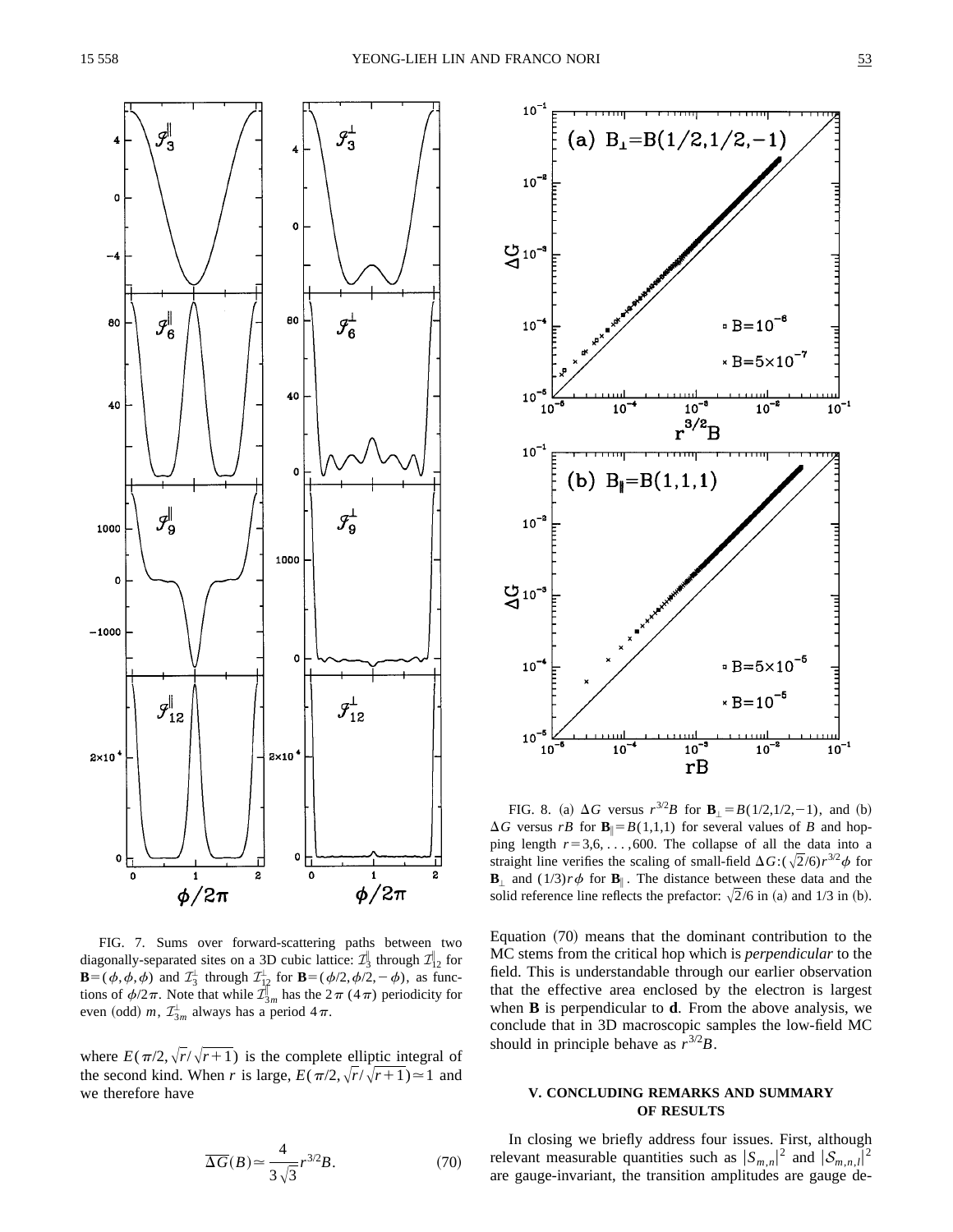FIG. 7. Sums over forward-scattering paths between two diagonally-separated sites on a 3D cubic lattice: $\mathcal{I}_3^{\|}$ through $\mathcal{I}_{12}^{\|}$ for $\mathbf{B}=(\phi,\phi,\phi)$ and $\mathcal{I}_3^{\perp}$ through $\mathcal{I}_{12}^{\perp}$ for $\mathbf{B}=(\phi/2,\phi/2,-\phi)$, as functions of $\phi/2\pi$. Note that while $\mathcal{I}_{3m}^{\|}$ has the $2\pi$ $(4\pi)$ periodicity for even (odd) $m$, $\mathcal{I}_{3m}^{\perp}$ always has a period $4\pi$.

where $E(\pi/2,\sqrt{r}/\sqrt{r+1})$ is the complete elliptic integral of the second kind. When $r$ is large, $E(\pi/2,\sqrt{r}/\sqrt{r+1})\simeq 1$ and we therefore have

$$\overline{\Delta G}(B)\simeq \frac{4}{3\sqrt{3}}r^{3/2}B. \tag{70}$$

FIG. 8. (a) $\Delta G$ versus $r^{3/2}B$ for $\mathbf{B}_\perp = B(1/2,1/2,-1)$, and (b) $\Delta G$ versus $rB$ for $\mathbf{B}_\|=B(1,1,1)$ for several values of $B$ and hopping length $r=3,6,\ldots,600$. The collapse of all the data into a straight line verifies the scaling of small-field $\Delta G$:$(\sqrt{2}/6)r^{3/2}\phi$ for $\mathbf{B}_\perp$ and $(1/3)r\phi$ for $\mathbf{B}_\|$. The distance between these data and the solid reference line reflects the prefactor: $\sqrt{2}/6$ in (a) and 1/3 in (b).

Equation (70) means that the dominant contribution to the MC stems from the critical hop which is *perpendicular* to the field. This is understandable through our earlier observation that the effective area enclosed by the electron is largest when **B** is perpendicular to **d**. From the above analysis, we conclude that in 3D macroscopic samples the low-field MC should in principle behave as $r^{3/2}B$.

## V. CONCLUDING REMARKS AND SUMMARY OF RESULTS

In closing we briefly address four issues. First, although relevant measurable quantities such as $|S_{m,n}|^2$ and $|\mathcal{S}_{m,n,l}|^2$ are gauge-invariant, the transition amplitudes are gauge de-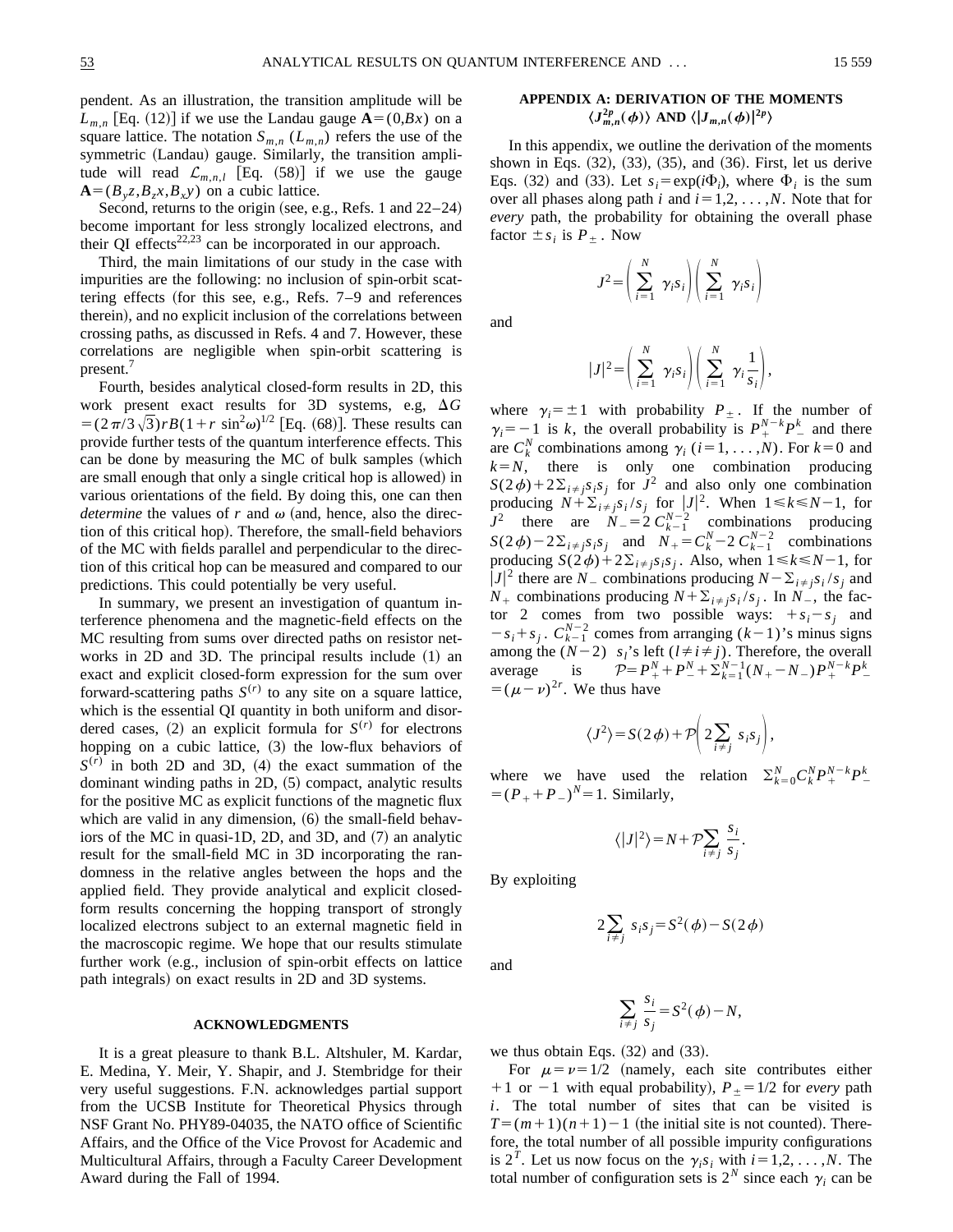pendent. As an illustration, the transition amplitude will be $L_{m,n}$ [Eq. (12)] if we use the Landau gauge $\mathbf{A}=(0,Bx)$ on a square lattice. The notation $S_{m,n}$ ($L_{m,n}$) refers the use of the symmetric (Landau) gauge. Similarly, the transition amplitude will read $\mathcal{L}_{m,n,l}$ [Eq. (58)] if we use the gauge $\mathbf{A}=(B_y z, B_z x, B_x y)$ on a cubic lattice.

Second, returns to the origin (see, e.g., Refs. 1 and 22–24) become important for less strongly localized electrons, and their QI effects[22,23] can be incorporated in our approach.

Third, the main limitations of our study in the case with impurities are the following: no inclusion of spin-orbit scattering effects (for this see, e.g., Refs. 7–9 and references therein), and no explicit inclusion of the correlations between crossing paths, as discussed in Refs. 4 and 7. However, these correlations are negligible when spin-orbit scattering is present.[7]

Fourth, besides analytical closed-form results in 2D, this work present exact results for 3D systems, e.g, $\Delta G = (2\pi/3\sqrt{3}) r B (1+r \sin^2\omega)^{1/2}$ [Eq. (68)]. These results can provide further tests of the quantum interference effects. This can be done by measuring the MC of bulk samples (which are small enough that only a single critical hop is allowed) in various orientations of the field. By doing this, one can then *determine* the values of $r$ and $\omega$ (and, hence, also the direction of this critical hop). Therefore, the small-field behaviors of the MC with fields parallel and perpendicular to the direction of this critical hop can be measured and compared to our predictions. This could potentially be very useful.

In summary, we present an investigation of quantum interference phenomena and the magnetic-field effects on the MC resulting from sums over directed paths on resistor networks in 2D and 3D. The principal results include (1) an exact and explicit closed-form expression for the sum over forward-scattering paths $S^{(r)}$ to any site on a square lattice, which is the essential QI quantity in both uniform and disordered cases, (2) an explicit formula for $S^{(r)}$ for electrons hopping on a cubic lattice, (3) the low-flux behaviors of $S^{(r)}$ in both 2D and 3D, (4) the exact summation of the dominant winding paths in 2D, (5) compact, analytic results for the positive MC as explicit functions of the magnetic flux which are valid in any dimension, (6) the small-field behaviors of the MC in quasi-1D, 2D, and 3D, and (7) an analytic result for the small-field MC in 3D incorporating the randomness in the relative angles between the hops and the applied field. They provide analytical and explicit closed-form results concerning the hopping transport of strongly localized electrons subject to an external magnetic field in the macroscopic regime. We hope that our results stimulate further work (e.g., inclusion of spin-orbit effects on lattice path integrals) on exact results in 2D and 3D systems.

## ACKNOWLEDGMENTS

It is a great pleasure to thank B.L. Altshuler, M. Kardar, E. Medina, Y. Meir, Y. Shapir, and J. Stembridge for their very useful suggestions. F.N. acknowledges partial support from the UCSB Institute for Theoretical Physics through NSF Grant No. PHY89-04035, the NATO office of Scientific Affairs, and the Office of the Vice Provost for Academic and Multicultural Affairs, through a Faculty Career Development Award during the Fall of 1994.

## APPENDIX A: DERIVATION OF THE MOMENTS $\langle J_{m,n}^{2p}(\phi)\rangle$ AND $\langle |J_{m,n}(\phi)|^{2p}\rangle$

In this appendix, we outline the derivation of the moments shown in Eqs. (32), (33), (35), and (36). First, let us derive Eqs. (32) and (33). Let $s_i = \exp(i\Phi_i)$, where $\Phi_i$ is the sum over all phases along path $i$ and $i=1,2,\ldots,N$. Note that for *every* path, the probability for obtaining the overall phase factor $\pm s_i$ is $P_\pm$. Now

$$J^2 = \left(\sum_{i=1}^{N} \gamma_i s_i\right)\left(\sum_{i=1}^{N} \gamma_i s_i\right)$$

and

$$|J|^2 = \left(\sum_{i=1}^{N} \gamma_i s_i\right)\left(\sum_{i=1}^{N} \gamma_i \frac{1}{s_i}\right),$$

where $\gamma_i = \pm 1$ with probability $P_\pm$. If the number of $\gamma_i = -1$ is $k$, the overall probability is $P_+^{N-k} P_-^k$ and there are $C_k^N$ combinations among $\gamma_i$ $(i=1,\ldots,N)$. For $k=0$ and $k=N$, there is only one combination producing $S(2\phi) + 2\sum_{i\neq j} s_i s_j$ for $J^2$ and also only one combination producing $N + \sum_{i\neq j} s_i/s_j$ for $|J|^2$. When $1 \leqslant k \leqslant N-1$, for $J^2$ there are $N_- = 2\,C_{k-1}^{N-2}$ combinations producing $S(2\phi) - 2\sum_{i\neq j} s_i s_j$ and $N_+ = C_k^N - 2\,C_{k-1}^{N-2}$ combinations producing $S(2\phi) + 2\sum_{i\neq j} s_i s_j$. Also, when $1 \leqslant k \leqslant N-1$, for $|J|^2$ there are $N_-$ combinations producing $N - \sum_{i\neq j} s_i/s_j$ and $N_+$ combinations producing $N + \sum_{i\neq j} s_i/s_j$. In $N_-$, the factor 2 comes from two possible ways: $+s_i - s_j$ and $-s_i + s_j$. $C_{k-1}^{N-2}$ comes from arranging $(k-1)$'s minus signs among the $(N-2)$ $s_l$'s left $(l\neq i\neq j)$. Therefore, the overall average is $\mathcal{P} = P_+^N + P_-^N + \sum_{k=1}^{N-1}(N_+ - N_-) P_+^{N-k} P_-^k = (\mu - \nu)^{2r}$. We thus have

$$\langle J^2\rangle = S(2\phi) + \mathcal{P}\left(2\sum_{i\neq j} s_i s_j\right),$$

where we have used the relation $\sum_{k=0}^{N} C_k^N P_+^{N-k} P_-^k = (P_+ + P_-)^N = 1$. Similarly,

$$\langle |J|^2\rangle = N + \mathcal{P}\sum_{i\neq j} \frac{s_i}{s_j}.$$

By exploiting

$$2\sum_{i\neq j} s_i s_j = S^2(\phi) - S(2\phi)$$

and

$$\sum_{i\neq j} \frac{s_i}{s_j} = S^2(\phi) - N,$$

we thus obtain Eqs. (32) and (33).

For $\mu = \nu = 1/2$ (namely, each site contributes either $+1$ or $-1$ with equal probability), $P_\pm = 1/2$ for *every* path $i$. The total number of sites that can be visited is $T = (m+1)(n+1) - 1$ (the initial site is not counted). Therefore, the total number of all possible impurity configurations is $2^T$. Let us now focus on the $\gamma_i s_i$ with $i=1,2,\ldots,N$. The total number of configuration sets is $2^N$ since each $\gamma_i$ can be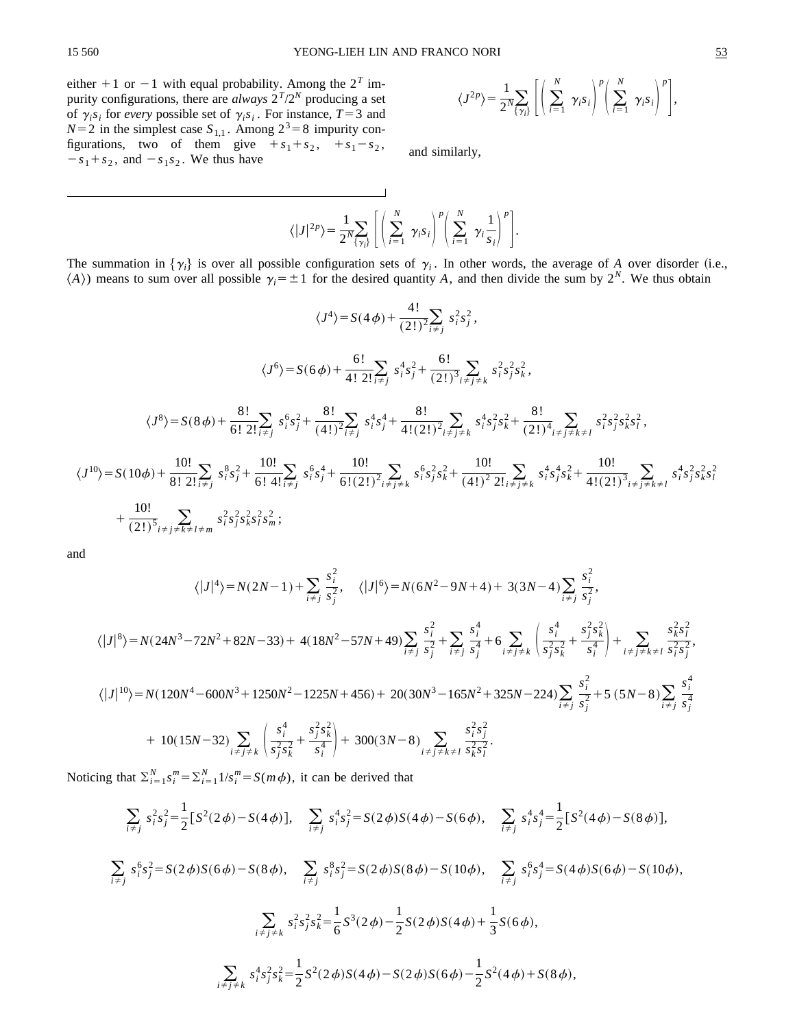either $+1$ or $-1$ with equal probability. Among the $2^T$ impurity configurations, there are *always* $2^T/2^N$ producing a set of $\gamma_i s_i$ for *every* possible set of $\gamma_i s_i$. For instance, $T=3$ and $N=2$ in the simplest case $S_{1,1}$. Among $2^3=8$ impurity configurations, two of them give $+s_1+s_2$, $+s_1-s_2$, $-s_1+s_2$, and $-s_1 s_2$. We thus have

$$\langle J^{2p}\rangle = \frac{1}{2^N}\sum_{\{\gamma_i\}}\left[\left(\sum_{i=1}^{N}\gamma_i s_i\right)^p\left(\sum_{i=1}^{N}\gamma_i s_i\right)^p\right],$$

and similarly,

$$\langle |J|^{2p}\rangle = \frac{1}{2^N}\sum_{\{\gamma_i\}}\left[\left(\sum_{i=1}^{N}\gamma_i s_i\right)^p\left(\sum_{i=1}^{N}\gamma_i \frac{1}{s_i}\right)^p\right].$$

The summation in $\{\gamma_i\}$ is over all possible configuration sets of $\gamma_i$. In other words, the average of $A$ over disorder (i.e., $\langle A\rangle$) means to sum over all possible $\gamma_i=\pm 1$ for the desired quantity $A$, and then divide the sum by $2^N$. We thus obtain

$$\langle J^4\rangle = S(4\phi)+\frac{4!}{(2!)^2}\sum_{i\neq j} s_i^2 s_j^2,$$

$$\langle J^6\rangle = S(6\phi)+\frac{6!}{4!\,2!}\sum_{i\neq j} s_i^4 s_j^2+\frac{6!}{(2!)^3}\sum_{i\neq j\neq k} s_i^2 s_j^2 s_k^2,$$

$$\langle J^8\rangle = S(8\phi)+\frac{8!}{6!\,2!}\sum_{i\neq j} s_i^6 s_j^2+\frac{8!}{(4!)^2}\sum_{i\neq j} s_i^4 s_j^4+\frac{8!}{4!(2!)^2}\sum_{i\neq j\neq k} s_i^4 s_j^2 s_k^2+\frac{8!}{(2!)^4}\sum_{i\neq j\neq k\neq l} s_i^2 s_j^2 s_k^2 s_l^2,$$

$$\langle J^{10}\rangle = S(10\phi)+\frac{10!}{8!\,2!}\sum_{i\neq j} s_i^8 s_j^2+\frac{10!}{6!\,4!}\sum_{i\neq j} s_i^6 s_j^4+\frac{10!}{6!(2!)^2}\sum_{i\neq j\neq k} s_i^6 s_j^2 s_k^2+\frac{10!}{(4!)^2\,2!}\sum_{i\neq j\neq k} s_i^4 s_j^4 s_k^2+\frac{10!}{4!(2!)^3}\sum_{i\neq j\neq k\neq l} s_i^4 s_j^2 s_k^2 s_l^2$$
$$+\frac{10!}{(2!)^5}\sum_{i\neq j\neq k\neq l\neq m} s_i^2 s_j^2 s_k^2 s_l^2 s_m^2;$$

and

$$\langle |J|^4\rangle = N(2N-1)+\sum_{i\neq j}\frac{s_i^2}{s_j^2},\quad \langle |J|^6\rangle = N(6N^2-9N+4)+\,3(3N-4)\sum_{i\neq j}\frac{s_i^2}{s_j^2},$$

$$\langle |J|^8\rangle = N(24N^3-72N^2+82N-33)+\,4(18N^2-57N+49)\sum_{i\neq j}\frac{s_i^2}{s_j^2}+\sum_{i\neq j}\frac{s_i^4}{s_j^4}+6\sum_{i\neq j\neq k}\left(\frac{s_i^4}{s_j^2 s_k^2}+\frac{s_j^2 s_k^2}{s_i^4}\right)+\sum_{i\neq j\neq k\neq l}\frac{s_k^2 s_l^2}{s_i^2 s_j^2},$$

$$\langle |J|^{10}\rangle = N(120N^4-600N^3+1250N^2-1225N+456)+\,20(30N^3-165N^2+325N-224)\sum_{i\neq j}\frac{s_i^2}{s_j^2}+5\,(5N-8)\sum_{i\neq j}\frac{s_i^4}{s_j^4}$$
$$+\,10(15N-32)\sum_{i\neq j\neq k}\left(\frac{s_i^4}{s_j^2 s_k^2}+\frac{s_j^2 s_k^2}{s_i^4}\right)+\,300(3N-8)\sum_{i\neq j\neq k\neq l}\frac{s_i^2 s_j^2}{s_k^2 s_l^2}.$$

Noticing that $\Sigma_{i=1}^N s_i^m=\Sigma_{i=1}^N 1/s_i^m = S(m\phi)$, it can be derived that

$$\sum_{i\neq j} s_i^2 s_j^2=\frac{1}{2}[S^2(2\phi)-S(4\phi)],\quad \sum_{i\neq j} s_i^4 s_j^2 = S(2\phi)S(4\phi)-S(6\phi),\quad \sum_{i\neq j} s_i^4 s_j^4=\frac{1}{2}[S^2(4\phi)-S(8\phi)],$$

$$\sum_{i\neq j} s_i^6 s_j^2=S(2\phi)S(6\phi)-S(8\phi),\quad \sum_{i\neq j} s_i^8 s_j^2=S(2\phi)S(8\phi)-S(10\phi),\quad \sum_{i\neq j} s_i^6 s_j^4=S(4\phi)S(6\phi)-S(10\phi),$$

$$\sum_{i\neq j\neq k} s_i^2 s_j^2 s_k^2=\frac{1}{6}S^3(2\phi)-\frac{1}{2}S(2\phi)S(4\phi)+\frac{1}{3}S(6\phi),$$

$$\sum_{i\neq j\neq k} s_i^4 s_j^2 s_k^2=\frac{1}{2}S^2(2\phi)S(4\phi)-S(2\phi)S(6\phi)-\frac{1}{2}S^2(4\phi)+S(8\phi),$$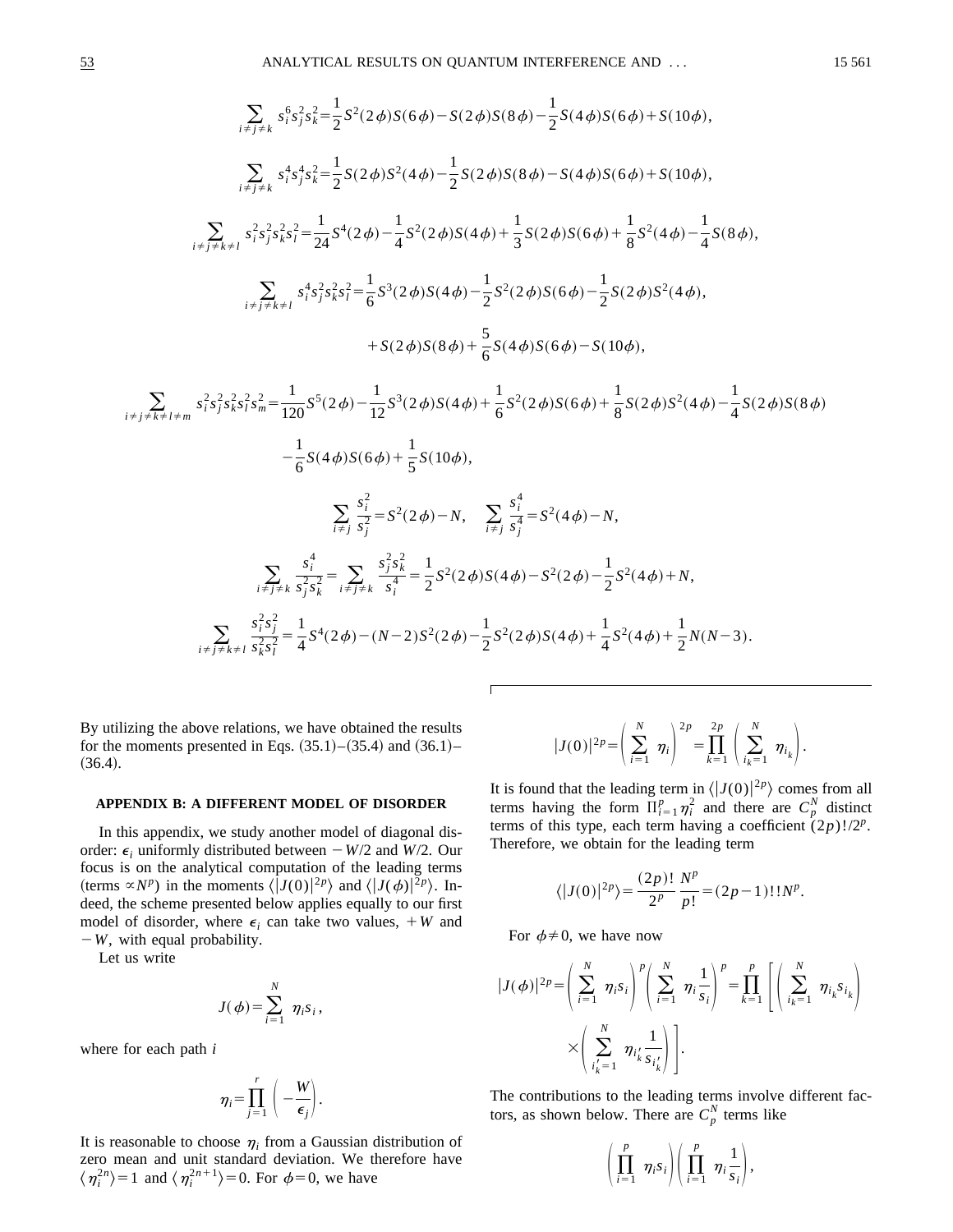$$\sum_{i\neq j\neq k} s_i^6 s_j^2 s_k^2 = \frac{1}{2}S^2(2\phi)S(6\phi) - S(2\phi)S(8\phi) - \frac{1}{2}S(4\phi)S(6\phi) + S(10\phi),$$

$$\sum_{i\neq j\neq k} s_i^4 s_j^4 s_k^2 = \frac{1}{2}S(2\phi)S^2(4\phi) - \frac{1}{2}S(2\phi)S(8\phi) - S(4\phi)S(6\phi) + S(10\phi),$$

$$\sum_{i\neq j\neq k\neq l} s_i^2 s_j^2 s_k^2 s_l^2 = \frac{1}{24}S^4(2\phi) - \frac{1}{4}S^2(2\phi)S(4\phi) + \frac{1}{3}S(2\phi)S(6\phi) + \frac{1}{8}S^2(4\phi) - \frac{1}{4}S(8\phi),$$

$$\sum_{i\neq j\neq k\neq l} s_i^4 s_j^2 s_k^2 s_l^2 = \frac{1}{6}S^3(2\phi)S(4\phi) - \frac{1}{2}S^2(2\phi)S(6\phi) - \frac{1}{2}S(2\phi)S^2(4\phi),$$

$$+ S(2\phi)S(8\phi) + \frac{5}{6}S(4\phi)S(6\phi) - S(10\phi),$$

$$\sum_{i\neq j\neq k\neq l\neq m} s_i^2 s_j^2 s_k^2 s_l^2 s_m^2 = \frac{1}{120}S^5(2\phi) - \frac{1}{12}S^3(2\phi)S(4\phi) + \frac{1}{6}S^2(2\phi)S(6\phi) + \frac{1}{8}S(2\phi)S^2(4\phi) - \frac{1}{4}S(2\phi)S(8\phi)$$

$$- \frac{1}{6}S(4\phi)S(6\phi) + \frac{1}{5}S(10\phi),$$

$$\sum_{i\neq j} \frac{s_i^2}{s_j^2} = S^2(2\phi) - N, \quad \sum_{i\neq j} \frac{s_i^4}{s_j^4} = S^2(4\phi) - N,$$

$$\sum_{i\neq j\neq k} \frac{s_i^4}{s_j^2 s_k^2} = \sum_{i\neq j\neq k} \frac{s_j^2 s_k^2}{s_i^4} = \frac{1}{2}S^2(2\phi)S(4\phi) - S^2(2\phi) - \frac{1}{2}S^2(4\phi) + N,$$

$$\sum_{i\neq j\neq k\neq l} \frac{s_i^2 s_j^2}{s_k^2 s_l^2} = \frac{1}{4}S^4(2\phi) - (N-2)S^2(2\phi) - \frac{1}{2}S^2(2\phi)S(4\phi) + \frac{1}{4}S^2(4\phi) + \frac{1}{2}N(N-3).$$

By utilizing the above relations, we have obtained the results for the moments presented in Eqs. (35.1)–(35.4) and (36.1)–(36.4).

### APPENDIX B: A DIFFERENT MODEL OF DISORDER

In this appendix, we study another model of diagonal disorder: $\epsilon_i$ uniformly distributed between $-W/2$ and $W/2$. Our focus is on the analytical computation of the leading terms (terms $\propto N^p$) in the moments $\langle |J(0)|^{2p}\rangle$ and $\langle |J(\phi)|^{2p}\rangle$. Indeed, the scheme presented below applies equally to our first model of disorder, where $\epsilon_i$ can take two values, $+W$ and $-W$, with equal probability.

Let us write

$$J(\phi) = \sum_{i=1}^{N} \eta_i s_i,$$

where for each path $i$

$$\eta_i = \prod_{j=1}^{r} \left(-\frac{W}{\epsilon_j}\right).$$

It is reasonable to choose $\eta_i$ from a Gaussian distribution of zero mean and unit standard deviation. We therefore have $\langle \eta_i^{2n}\rangle = 1$ and $\langle \eta_i^{2n+1}\rangle = 0$. For $\phi = 0$, we have

$$|J(0)|^{2p} = \left(\sum_{i=1}^{N} \eta_i\right)^{2p} = \prod_{k=1}^{2p}\left(\sum_{i_k=1}^{N} \eta_{i_k}\right).$$

It is found that the leading term in $\langle |J(0)|^{2p}\rangle$ comes from all terms having the form $\Pi_{i=1}^{p}\eta_i^2$ and there are $C_p^N$ distinct terms of this type, each term having a coefficient $(2p)!/2^p$. Therefore, we obtain for the leading term

$$\langle |J(0)|^{2p}\rangle = \frac{(2p)!}{2^p}\frac{N^p}{p!} = (2p-1)!!N^p.$$

For $\phi \neq 0$, we have now

$$|J(\phi)|^{2p} = \left(\sum_{i=1}^{N} \eta_i s_i\right)^p \left(\sum_{i=1}^{N} \eta_i \frac{1}{s_i}\right)^p = \prod_{k=1}^{p}\left[\left(\sum_{i_k=1}^{N} \eta_{i_k} s_{i_k}\right) \times \left(\sum_{i_k'=1}^{N} \eta_{i_k'} \frac{1}{s_{i_k'}}\right)\right].$$

The contributions to the leading terms involve different factors, as shown below. There are $C_p^N$ terms like

$$\left(\prod_{i=1}^{p} \eta_i s_i\right)\left(\prod_{i=1}^{p} \eta_i \frac{1}{s_i}\right),$$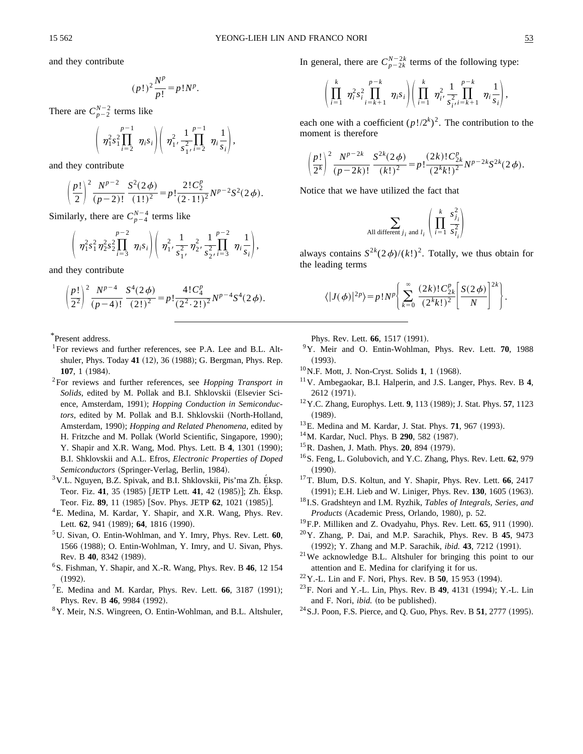and they contribute

$$(p!)^2 \frac{N^p}{p!} = p! N^p.$$

There are $C_{p-2}^{N-2}$ terms like

$$\left( \eta_1^2 s_1^2 \prod_{i=2}^{p-1} \eta_i s_i \right) \left( \eta_{1'}^2 \frac{1}{s_{1'}^2} \prod_{i=2}^{p-1} \eta_i \frac{1}{s_i} \right),$$

and they contribute

$$\left(\frac{p!}{2}\right)^2 \frac{N^{p-2}}{(p-2)!} \frac{S^2(2\phi)}{(1!)^2} = p! \frac{2! C_2^p}{(2\cdot 1!)^2} N^{p-2} S^2(2\phi).$$

Similarly, there are $C_{p-4}^{N-4}$ terms like

$$\left( \eta_1^2 s_1^2 \eta_2^2 s_2^2 \prod_{i=3}^{p-2} \eta_i s_i \right) \left( \eta_{1'}^2 \frac{1}{s_{1'}^2} \eta_{2'}^2 \frac{1}{s_{2'}^2} \prod_{i=3}^{p-2} \eta_i \frac{1}{s_i} \right),$$

and they contribute

$$\left(\frac{p!}{2^2}\right)^2 \frac{N^{p-4}}{(p-4)!} \frac{S^4(2\phi)}{(2!)^2} = p! \frac{4! C_4^p}{(2^2\cdot 2!)^2} N^{p-4} S^4(2\phi).$$

In general, there are $C_{p-2k}^{N-2k}$ terms of the following type:

$$\left( \prod_{i=1}^{k} \eta_i^2 s_i^2 \prod_{i=k+1}^{p-k} \eta_i s_i \right) \left( \prod_{i=1}^{k} \eta_{i'}^2 \frac{1}{s_{i'}^2} \prod_{i=k+1}^{p-k} \eta_i \frac{1}{s_i} \right),$$

each one with a coefficient $(p!/2^k)^2$. The contribution to the moment is therefore

$$\left(\frac{p!}{2^k}\right)^2 \frac{N^{p-2k}}{(p-2k)!} \frac{S^{2k}(2\phi)}{(k!)^2} = p! \frac{(2k)! C_{2k}^p}{(2^k k!)^2} N^{p-2k} S^{2k}(2\phi).$$

Notice that we have utilized the fact that

$$\sum_{\text{All different } j_i \text{ and } l_i} \left( \prod_{i=1}^{k} \frac{s_{j_i}^2}{s_{l_i}^2} \right)$$

always contains $S^{2k}(2\phi)/(k!)^2$. Totally, we thus obtain for the leading terms

$$\langle |J(\phi)|^{2p} \rangle = p! N^p \left\{ \sum_{k=0}^{\infty} \frac{(2k)! C_{2k}^p}{(2^k k!)^2} \left[ \frac{S(2\phi)}{N} \right]^{2k} \right\}.$$

---

*Present address.

[1] For reviews and further references, see P.A. Lee and B.L. Altshuler, Phys. Today **41** (12), 36 (1988); G. Bergman, Phys. Rep. **107**, 1 (1984).

[2] For reviews and further references, see *Hopping Transport in Solids*, edited by M. Pollak and B.I. Shklovskii (Elsevier Science, Amsterdam, 1991); *Hopping Conduction in Semiconductors*, edited by M. Pollak and B.I. Shklovskii (North-Holland, Amsterdam, 1990); *Hopping and Related Phenomena*, edited by H. Fritzche and M. Pollak (World Scientific, Singapore, 1990); Y. Shapir and X.R. Wang, Mod. Phys. Lett. B **4**, 1301 (1990); B.I. Shklovskii and A.L. Efros, *Electronic Properties of Doped Semiconductors* (Springer-Verlag, Berlin, 1984).

[3] V.L. Nguyen, B.Z. Spivak, and B.I. Shklovskii, Pis'ma Zh. Éksp. Teor. Fiz. **41**, 35 (1985) [JETP Lett. **41**, 42 (1985)]; Zh. Éksp. Teor. Fiz. **89**, 11 (1985) [Sov. Phys. JETP **62**, 1021 (1985)].

[4] E. Medina, M. Kardar, Y. Shapir, and X.R. Wang, Phys. Rev. Lett. **62**, 941 (1989); **64**, 1816 (1990).

[5] U. Sivan, O. Entin-Wohlman, and Y. Imry, Phys. Rev. Lett. **60**, 1566 (1988); O. Entin-Wohlman, Y. Imry, and U. Sivan, Phys. Rev. B **40**, 8342 (1989).

[6] S. Fishman, Y. Shapir, and X.-R. Wang, Phys. Rev. B **46**, 12 154 (1992).

[7] E. Medina and M. Kardar, Phys. Rev. Lett. **66**, 3187 (1991); Phys. Rev. B **46**, 9984 (1992).

[8] Y. Meir, N.S. Wingreen, O. Entin-Wohlman, and B.L. Altshuler, Phys. Rev. Lett. **66**, 1517 (1991).

[9] Y. Meir and O. Entin-Wohlman, Phys. Rev. Lett. **70**, 1988 (1993).

[10] N.F. Mott, J. Non-Cryst. Solids **1**, 1 (1968).

[11] V. Ambegaokar, B.I. Halperin, and J.S. Langer, Phys. Rev. B **4**, 2612 (1971).

[12] Y.C. Zhang, Europhys. Lett. **9**, 113 (1989); J. Stat. Phys. **57**, 1123 (1989).

[13] E. Medina and M. Kardar, J. Stat. Phys. **71**, 967 (1993).

[14] M. Kardar, Nucl. Phys. B **290**, 582 (1987).

[15] R. Dashen, J. Math. Phys. **20**, 894 (1979).

[16] S. Feng, L. Golubovich, and Y.C. Zhang, Phys. Rev. Lett. **62**, 979 (1990).

[17] T. Blum, D.S. Koltun, and Y. Shapir, Phys. Rev. Lett. **66**, 2417 (1991); E.H. Lieb and W. Liniger, Phys. Rev. **130**, 1605 (1963).

[18] I.S. Gradshteyn and I.M. Ryzhik, *Tables of Integrals, Series, and Products* (Academic Press, Orlando, 1980), p. 52.

[19] F.P. Milliken and Z. Ovadyahu, Phys. Rev. Lett. **65**, 911 (1990).

[20] Y. Zhang, P. Dai, and M.P. Sarachik, Phys. Rev. B **45**, 9473 (1992); Y. Zhang and M.P. Sarachik, *ibid.* **43**, 7212 (1991).

[21] We acknowledge B.L. Altshuler for bringing this point to our attention and E. Medina for clarifying it for us.

[22] Y.-L. Lin and F. Nori, Phys. Rev. B **50**, 15 953 (1994).

[23] F. Nori and Y.-L. Lin, Phys. Rev. B **49**, 4131 (1994); Y.-L. Lin and F. Nori, *ibid.* (to be published).

[24] S.J. Poon, F.S. Pierce, and Q. Guo, Phys. Rev. B **51**, 2777 (1995).